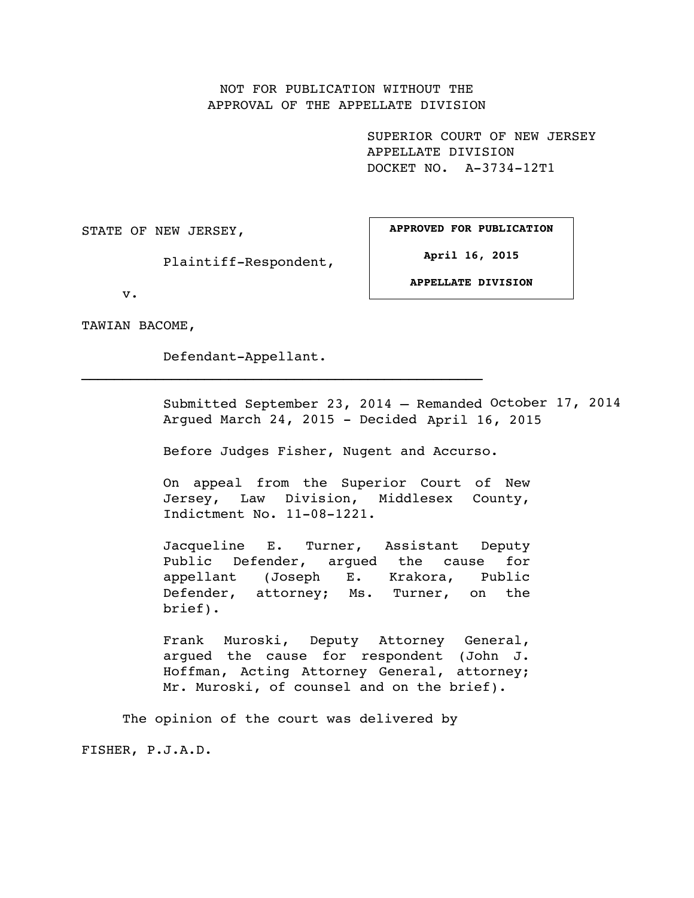NOT FOR PUBLICATION WITHOUT THE
APPROVAL OF THE APPELLATE DIVISION

SUPERIOR COURT OF NEW JERSEY
APPELLATE DIVISION
DOCKET NO. A-3734-12T1

STATE OF NEW JERSEY,

Plaintiff-Respondent,

v.

TAWIAN BACOME,

Defendant-Appellant.

**APPROVED FOR PUBLICATION**

**April 16, 2015**

**APPELLATE DIVISION**

---

Submitted September 23, 2014 – Remanded October 17, 2014
Argued March 24, 2015 - Decided April 16, 2015

Before Judges Fisher, Nugent and Accurso.

On appeal from the Superior Court of New Jersey, Law Division, Middlesex County, Indictment No. 11-08-1221.

Jacqueline E. Turner, Assistant Deputy Public Defender, argued the cause for appellant (Joseph E. Krakora, Public Defender, attorney; Ms. Turner, on the brief).

Frank Muroski, Deputy Attorney General, argued the cause for respondent (John J. Hoffman, Acting Attorney General, attorney; Mr. Muroski, of counsel and on the brief).

The opinion of the court was delivered by

FISHER, P.J.A.D.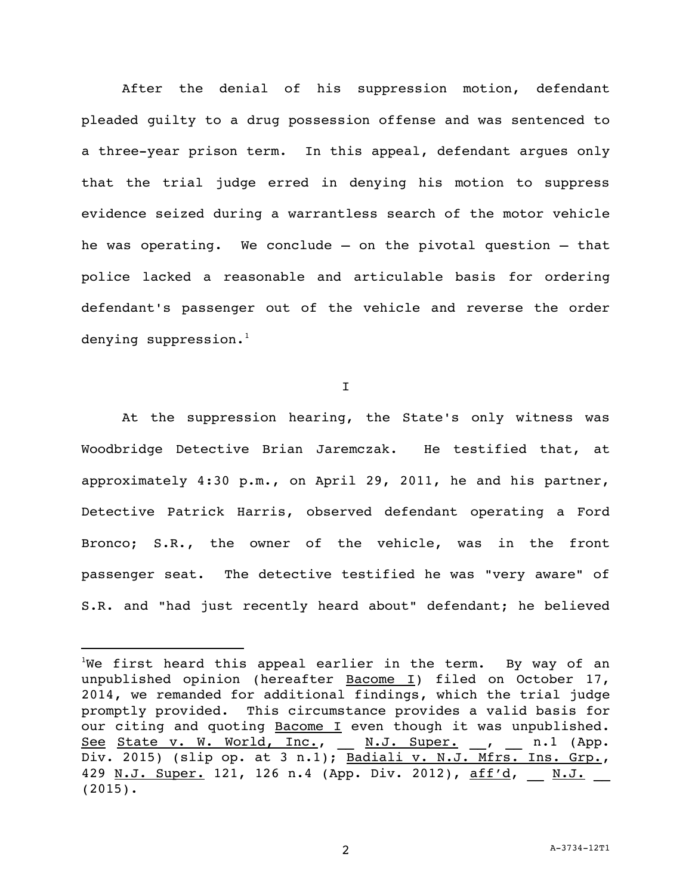After the denial of his suppression motion, defendant pleaded guilty to a drug possession offense and was sentenced to a three-year prison term. In this appeal, defendant argues only that the trial judge erred in denying his motion to suppress evidence seized during a warrantless search of the motor vehicle he was operating. We conclude – on the pivotal question – that police lacked a reasonable and articulable basis for ordering defendant's passenger out of the vehicle and reverse the order denying suppression.[1]

## I

At the suppression hearing, the State's only witness was Woodbridge Detective Brian Jaremczak. He testified that, at approximately 4:30 p.m., on April 29, 2011, he and his partner, Detective Patrick Harris, observed defendant operating a Ford Bronco; S.R., the owner of the vehicle, was in the front passenger seat. The detective testified he was "very aware" of S.R. and "had just recently heard about" defendant; he believed

---

[1]We first heard this appeal earlier in the term. By way of an unpublished opinion (hereafter Bacome I) filed on October 17, 2014, we remanded for additional findings, which the trial judge promptly provided. This circumstance provides a valid basis for our citing and quoting Bacome I even though it was unpublished. See State v. W. World, Inc., __ N.J. Super. __, __ n.1 (App. Div. 2015) (slip op. at 3 n.1); Badiali v. N.J. Mfrs. Ins. Grp., 429 N.J. Super. 121, 126 n.4 (App. Div. 2012), aff'd, __ N.J. __ (2015).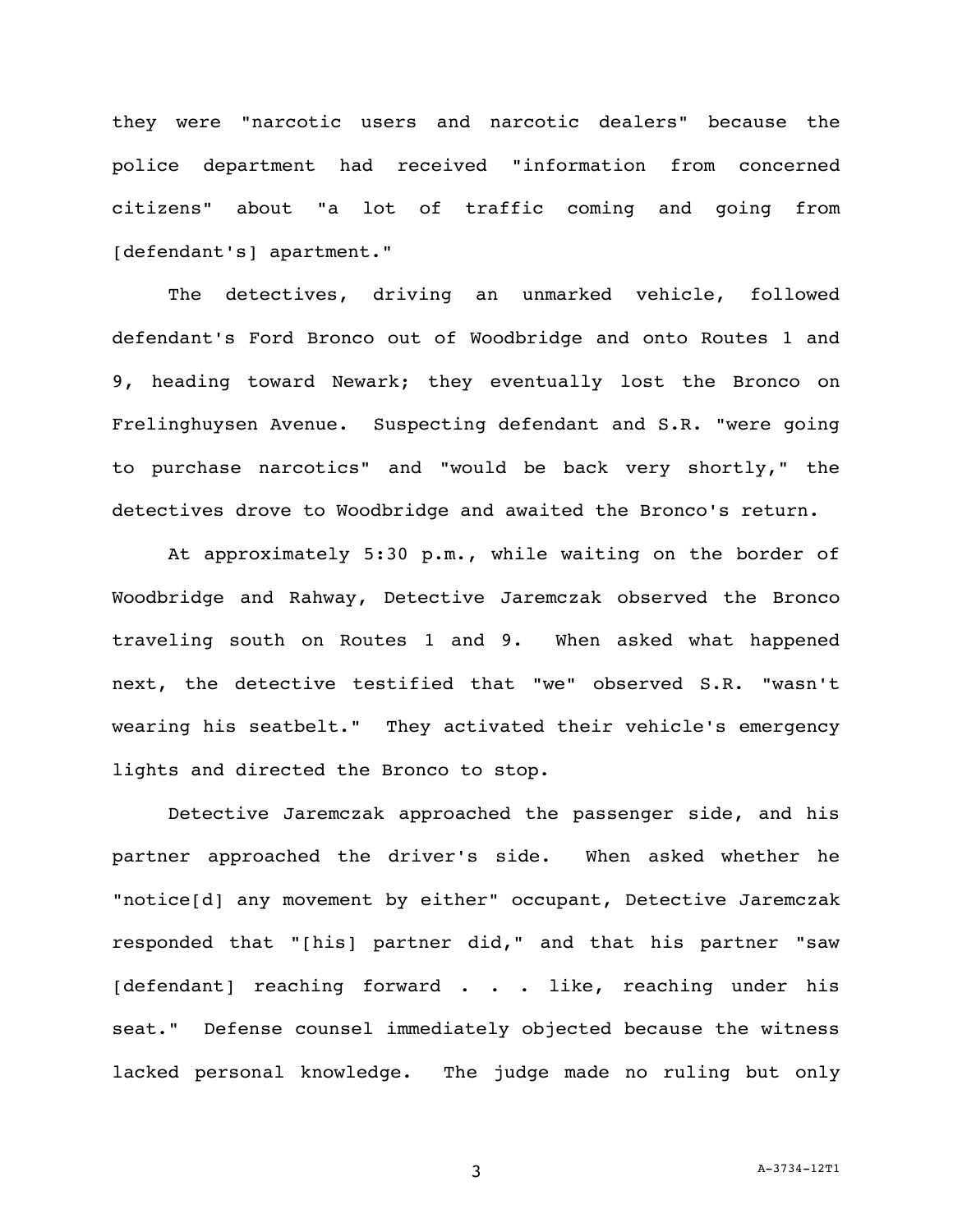they were "narcotic users and narcotic dealers" because the police department had received "information from concerned citizens" about "a lot of traffic coming and going from [defendant's] apartment."

The detectives, driving an unmarked vehicle, followed defendant's Ford Bronco out of Woodbridge and onto Routes 1 and 9, heading toward Newark; they eventually lost the Bronco on Frelinghuysen Avenue. Suspecting defendant and S.R. "were going to purchase narcotics" and "would be back very shortly," the detectives drove to Woodbridge and awaited the Bronco's return.

At approximately 5:30 p.m., while waiting on the border of Woodbridge and Rahway, Detective Jaremczak observed the Bronco traveling south on Routes 1 and 9. When asked what happened next, the detective testified that "we" observed S.R. "wasn't wearing his seatbelt." They activated their vehicle's emergency lights and directed the Bronco to stop.

Detective Jaremczak approached the passenger side, and his partner approached the driver's side. When asked whether he "notice[d] any movement by either" occupant, Detective Jaremczak responded that "[his] partner did," and that his partner "saw [defendant] reaching forward . . . like, reaching under his seat." Defense counsel immediately objected because the witness lacked personal knowledge. The judge made no ruling but only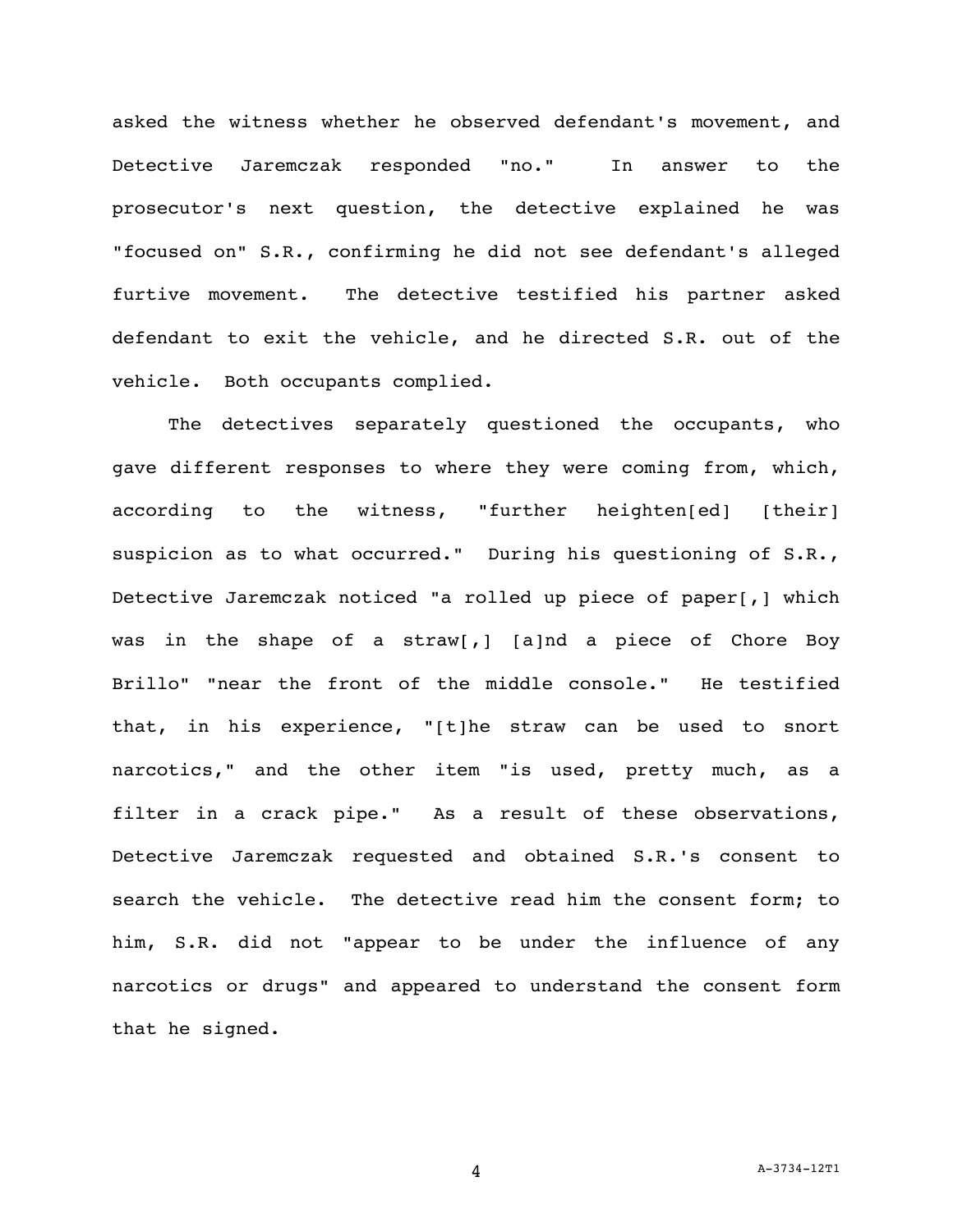asked the witness whether he observed defendant's movement, and Detective Jaremczak responded "no." In answer to the prosecutor's next question, the detective explained he was "focused on" S.R., confirming he did not see defendant's alleged furtive movement. The detective testified his partner asked defendant to exit the vehicle, and he directed S.R. out of the vehicle. Both occupants complied.

The detectives separately questioned the occupants, who gave different responses to where they were coming from, which, according to the witness, "further heighten[ed] [their] suspicion as to what occurred." During his questioning of S.R., Detective Jaremczak noticed "a rolled up piece of paper[,] which was in the shape of a straw[,] [a]nd a piece of Chore Boy Brillo" "near the front of the middle console." He testified that, in his experience, "[t]he straw can be used to snort narcotics," and the other item "is used, pretty much, as a filter in a crack pipe." As a result of these observations, Detective Jaremczak requested and obtained S.R.'s consent to search the vehicle. The detective read him the consent form; to him, S.R. did not "appear to be under the influence of any narcotics or drugs" and appeared to understand the consent form that he signed.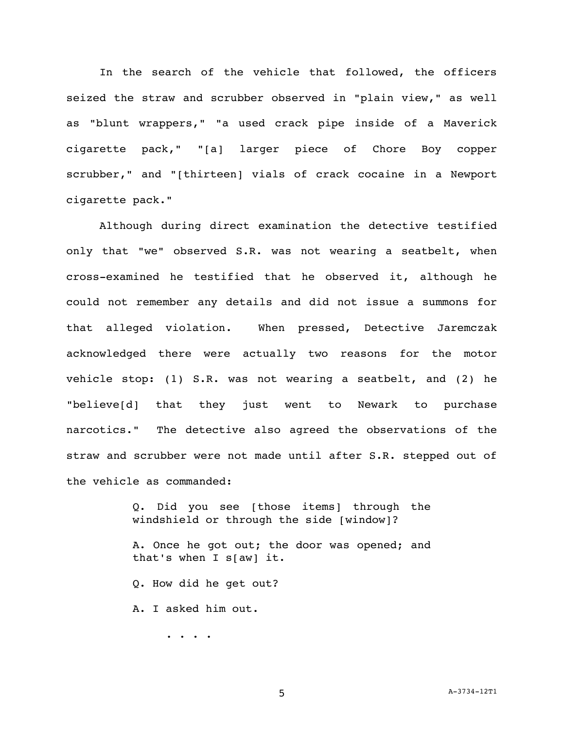In the search of the vehicle that followed, the officers seized the straw and scrubber observed in "plain view," as well as "blunt wrappers," "a used crack pipe inside of a Maverick cigarette pack," "[a] larger piece of Chore Boy copper scrubber," and "[thirteen] vials of crack cocaine in a Newport cigarette pack."

Although during direct examination the detective testified only that "we" observed S.R. was not wearing a seatbelt, when cross-examined he testified that he observed it, although he could not remember any details and did not issue a summons for that alleged violation. When pressed, Detective Jaremczak acknowledged there were actually two reasons for the motor vehicle stop: (1) S.R. was not wearing a seatbelt, and (2) he "believe[d] that they just went to Newark to purchase narcotics." The detective also agreed the observations of the straw and scrubber were not made until after S.R. stepped out of the vehicle as commanded:

> Q. Did you see [those items] through the windshield or through the side [window]?
>
> A. Once he got out; the door was opened; and that's when I s[aw] it.
>
> Q. How did he get out?
>
> A. I asked him out.
>
> . . . .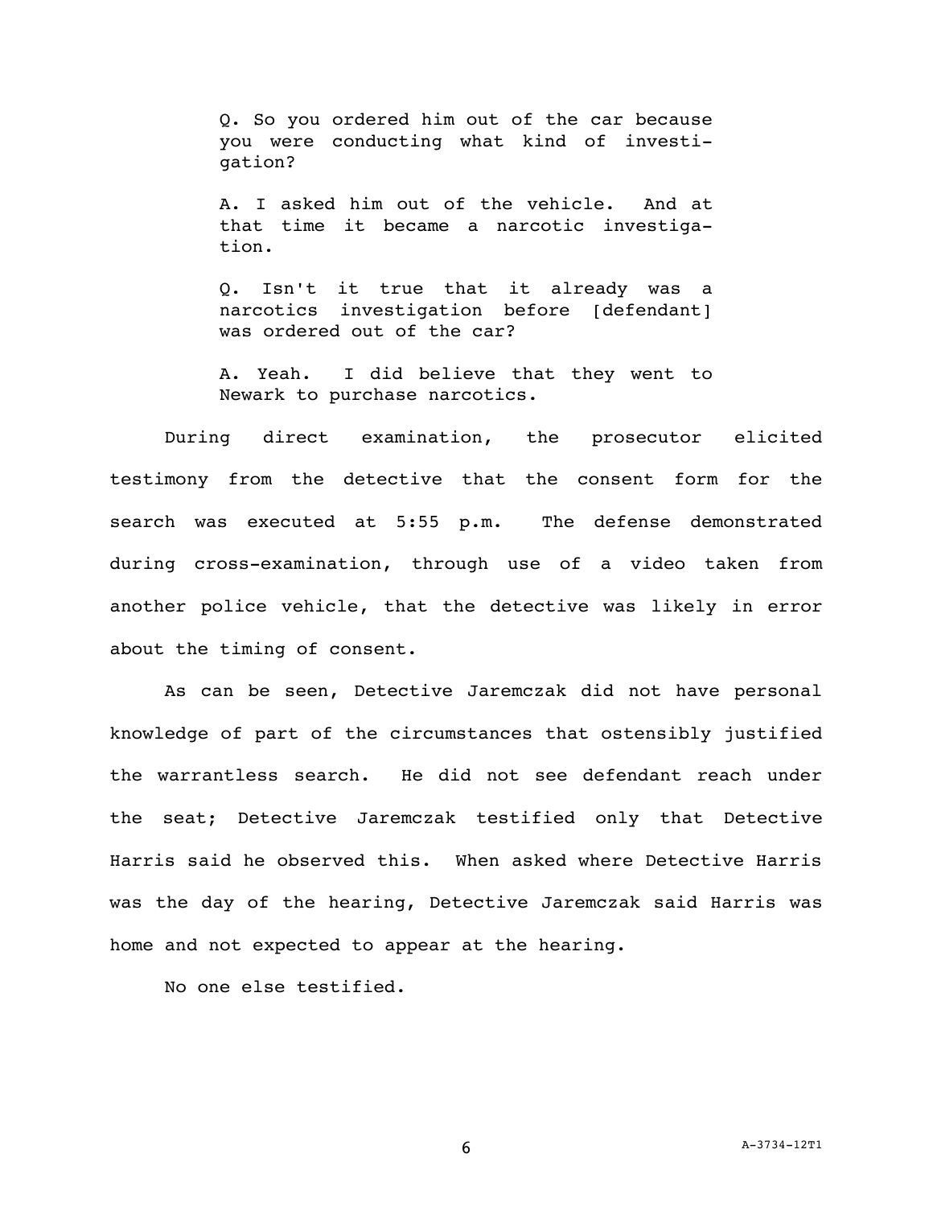> Q. So you ordered him out of the car because you were conducting what kind of investigation?
>
> A. I asked him out of the vehicle. And at that time it became a narcotic investigation.
>
> Q. Isn't it true that it already was a narcotics investigation before [defendant] was ordered out of the car?
>
> A. Yeah. I did believe that they went to Newark to purchase narcotics.

During direct examination, the prosecutor elicited testimony from the detective that the consent form for the search was executed at 5:55 p.m. The defense demonstrated during cross-examination, through use of a video taken from another police vehicle, that the detective was likely in error about the timing of consent.

As can be seen, Detective Jaremczak did not have personal knowledge of part of the circumstances that ostensibly justified the warrantless search. He did not see defendant reach under the seat; Detective Jaremczak testified only that Detective Harris said he observed this. When asked where Detective Harris was the day of the hearing, Detective Jaremczak said Harris was home and not expected to appear at the hearing.

No one else testified.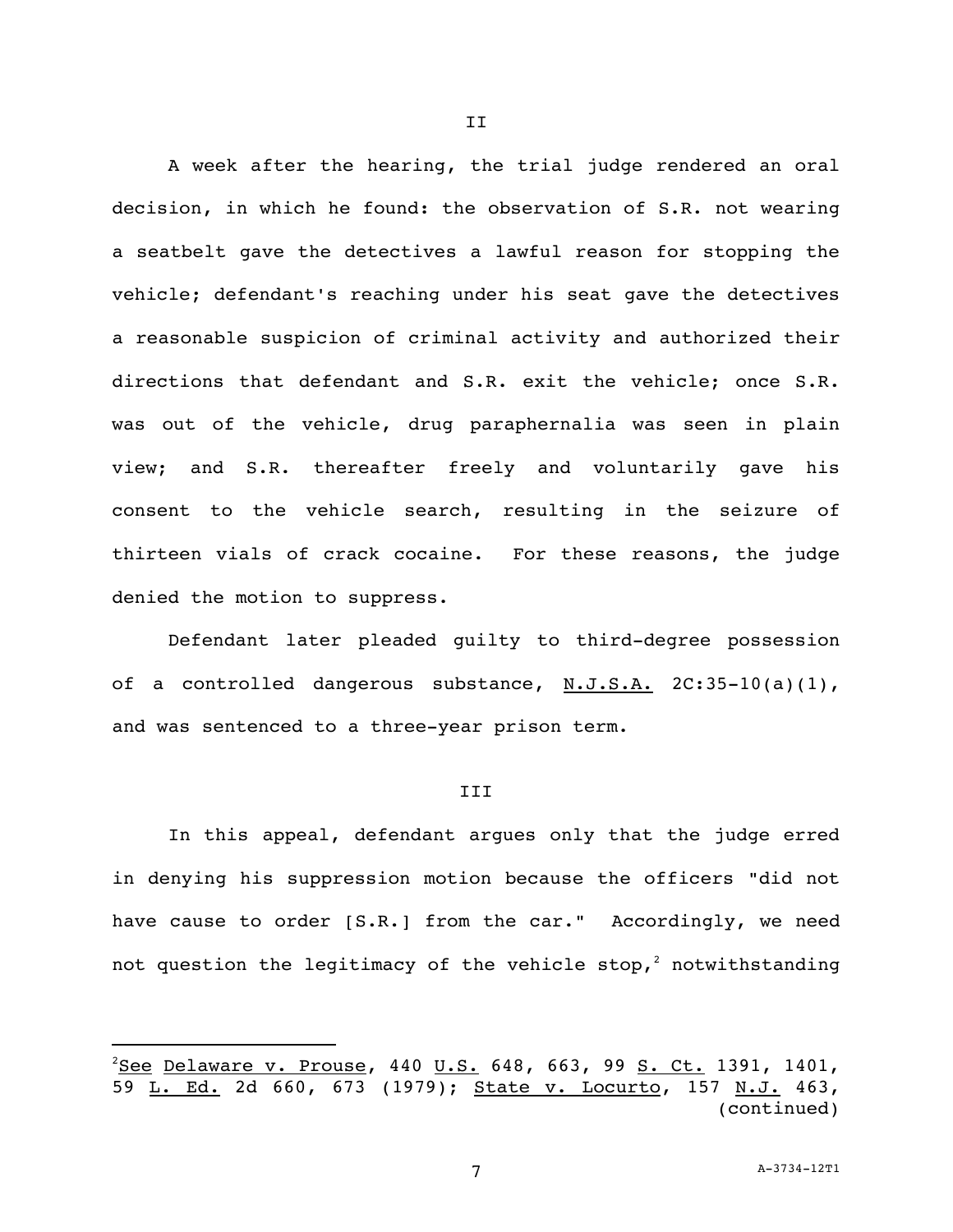## II

A week after the hearing, the trial judge rendered an oral decision, in which he found: the observation of S.R. not wearing a seatbelt gave the detectives a lawful reason for stopping the vehicle; defendant's reaching under his seat gave the detectives a reasonable suspicion of criminal activity and authorized their directions that defendant and S.R. exit the vehicle; once S.R. was out of the vehicle, drug paraphernalia was seen in plain view; and S.R. thereafter freely and voluntarily gave his consent to the vehicle search, resulting in the seizure of thirteen vials of crack cocaine. For these reasons, the judge denied the motion to suppress.

Defendant later pleaded guilty to third-degree possession of a controlled dangerous substance, N.J.S.A. 2C:35-10(a)(1), and was sentenced to a three-year prison term.

## III

In this appeal, defendant argues only that the judge erred in denying his suppression motion because the officers "did not have cause to order [S.R.] from the car." Accordingly, we need not question the legitimacy of the vehicle stop,[2] notwithstanding

---

[2]See Delaware v. Prouse, 440 U.S. 648, 663, 99 S. Ct. 1391, 1401, 59 L. Ed. 2d 660, 673 (1979); State v. Locurto, 157 N.J. 463, (continued)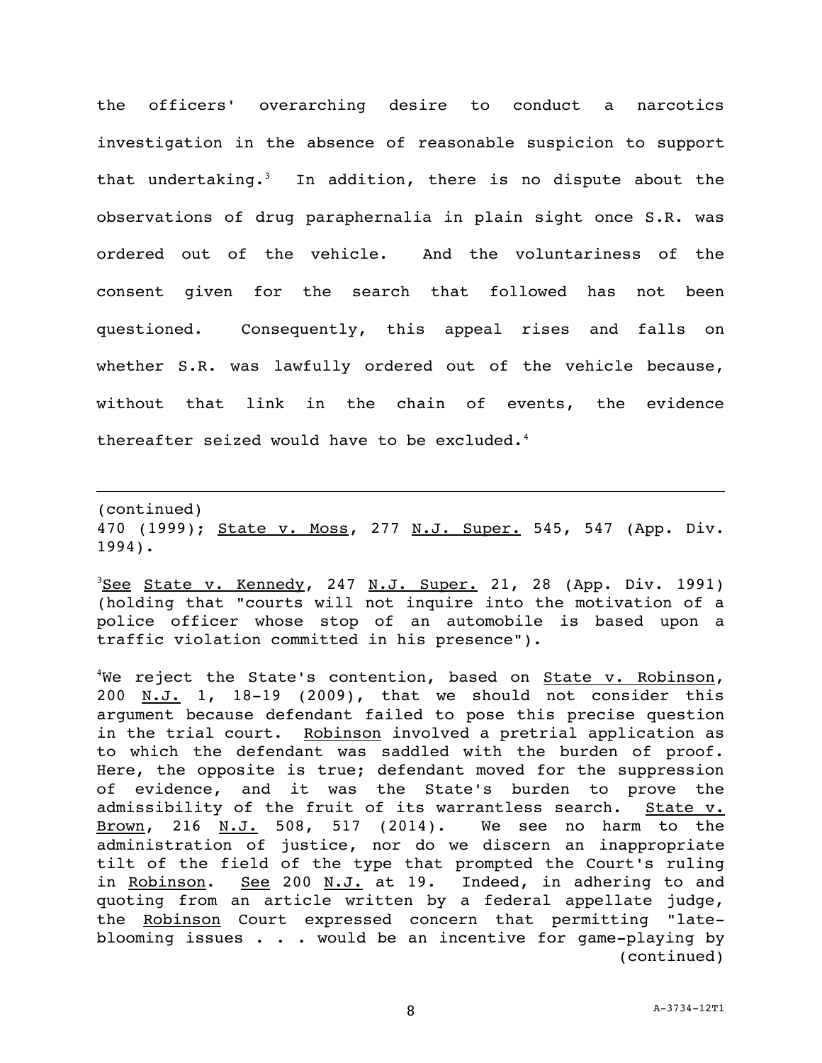the officers' overarching desire to conduct a narcotics investigation in the absence of reasonable suspicion to support that undertaking.[3] In addition, there is no dispute about the observations of drug paraphernalia in plain sight once S.R. was ordered out of the vehicle. And the voluntariness of the consent given for the search that followed has not been questioned. Consequently, this appeal rises and falls on whether S.R. was lawfully ordered out of the vehicle because, without that link in the chain of events, the evidence thereafter seized would have to be excluded.[4]

---

(continued)
470 (1999); State v. Moss, 277 N.J. Super. 545, 547 (App. Div. 1994).

[3]See State v. Kennedy, 247 N.J. Super. 21, 28 (App. Div. 1991) (holding that "courts will not inquire into the motivation of a police officer whose stop of an automobile is based upon a traffic violation committed in his presence").

[4]We reject the State's contention, based on State v. Robinson, 200 N.J. 1, 18-19 (2009), that we should not consider this argument because defendant failed to pose this precise question in the trial court. Robinson involved a pretrial application as to which the defendant was saddled with the burden of proof. Here, the opposite is true; defendant moved for the suppression of evidence, and it was the State's burden to prove the admissibility of the fruit of its warrantless search. State v. Brown, 216 N.J. 508, 517 (2014). We see no harm to the administration of justice, nor do we discern an inappropriate tilt of the field of the type that prompted the Court's ruling in Robinson. See 200 N.J. at 19. Indeed, in adhering to and quoting from an article written by a federal appellate judge, the Robinson Court expressed concern that permitting "late-blooming issues . . . would be an incentive for game-playing by
(continued)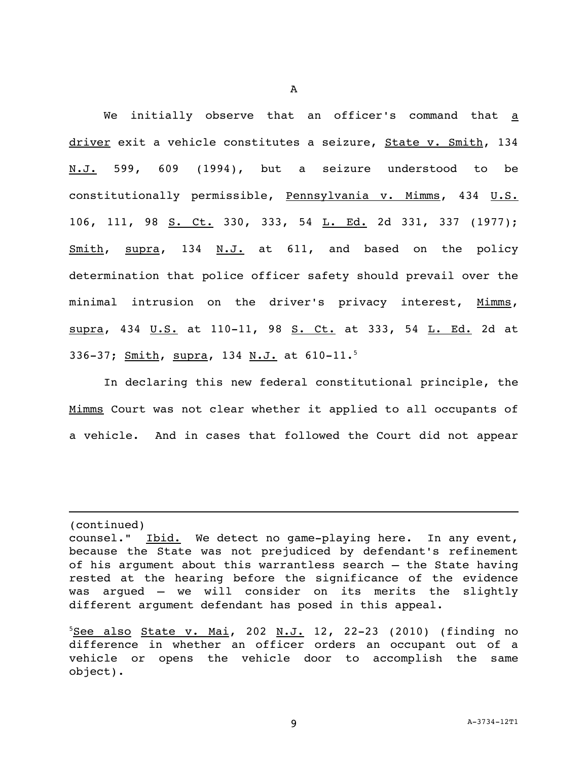A

We initially observe that an officer's command that <u>a driver</u> exit a vehicle constitutes a seizure, <u>State v. Smith</u>, 134 <u>N.J.</u> 599, 609 (1994), but a seizure understood to be constitutionally permissible, <u>Pennsylvania v. Mimms</u>, 434 <u>U.S.</u> 106, 111, 98 <u>S. Ct.</u> 330, 333, 54 <u>L. Ed.</u> 2d 331, 337 (1977); <u>Smith</u>, <u>supra</u>, 134 <u>N.J.</u> at 611, and based on the policy determination that police officer safety should prevail over the minimal intrusion on the driver's privacy interest, <u>Mimms</u>, <u>supra</u>, 434 <u>U.S.</u> at 110-11, 98 <u>S. Ct.</u> at 333, 54 <u>L. Ed.</u> 2d at 336-37; <u>Smith</u>, <u>supra</u>, 134 <u>N.J.</u> at 610-11.[5]

In declaring this new federal constitutional principle, the <u>Mimms</u> Court was not clear whether it applied to all occupants of a vehicle. And in cases that followed the Court did not appear

---

(continued)
counsel." <u>Ibid.</u> We detect no game-playing here. In any event, because the State was not prejudiced by defendant's refinement of his argument about this warrantless search – the State having rested at the hearing before the significance of the evidence was argued – we will consider on its merits the slightly different argument defendant has posed in this appeal.

[5] <u>See also</u> <u>State v. Mai</u>, 202 <u>N.J.</u> 12, 22-23 (2010) (finding no difference in whether an officer orders an occupant out of a vehicle or opens the vehicle door to accomplish the same object).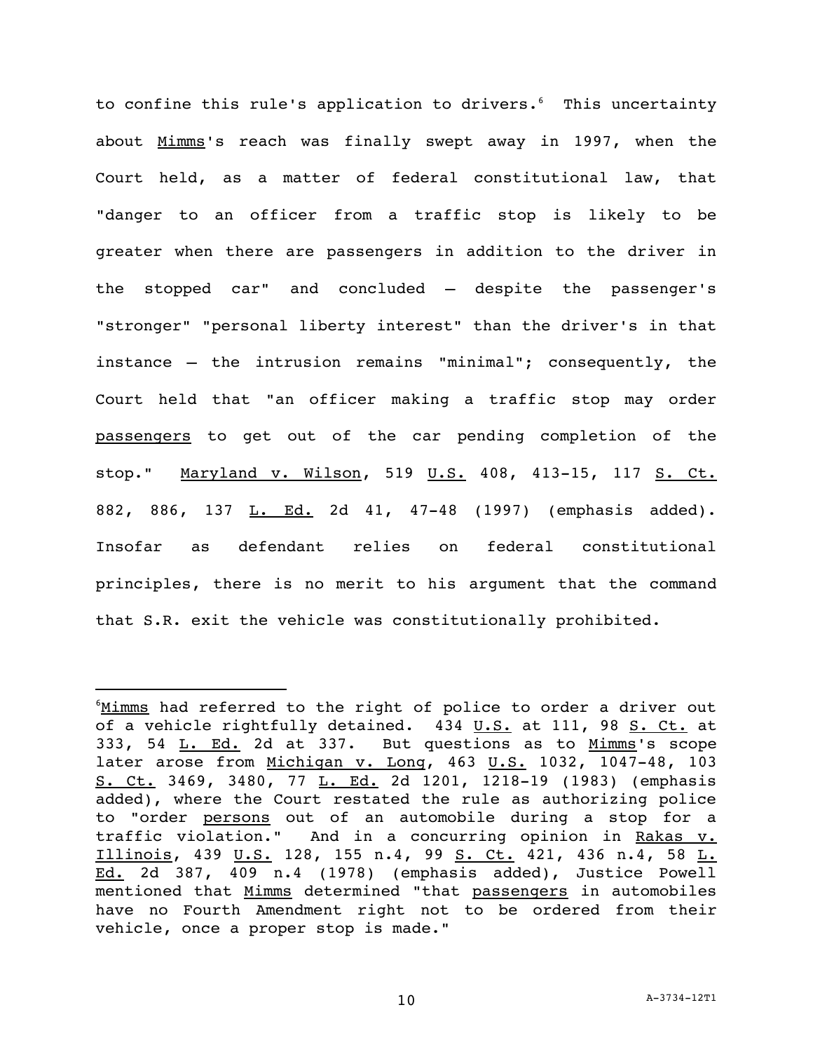to confine this rule's application to drivers.[6] This uncertainty about _Mimms_'s reach was finally swept away in 1997, when the Court held, as a matter of federal constitutional law, that "danger to an officer from a traffic stop is likely to be greater when there are passengers in addition to the driver in the stopped car" and concluded – despite the passenger's "stronger" "personal liberty interest" than the driver's in that instance – the intrusion remains "minimal"; consequently, the Court held that "an officer making a traffic stop may order _passengers_ to get out of the car pending completion of the stop." _Maryland v. Wilson_, 519 _U.S._ 408, 413-15, 117 _S. Ct._ 882, 886, 137 _L. Ed._ 2d 41, 47-48 (1997) (emphasis added). Insofar as defendant relies on federal constitutional principles, there is no merit to his argument that the command that S.R. exit the vehicle was constitutionally prohibited.

---

[6] _Mimms_ had referred to the right of police to order a driver out of a vehicle rightfully detained. 434 _U.S._ at 111, 98 _S. Ct._ at 333, 54 _L. Ed._ 2d at 337. But questions as to _Mimms_'s scope later arose from _Michigan v. Long_, 463 _U.S._ 1032, 1047-48, 103 _S. Ct._ 3469, 3480, 77 _L. Ed._ 2d 1201, 1218-19 (1983) (emphasis added), where the Court restated the rule as authorizing police to "order _persons_ out of an automobile during a stop for a traffic violation." And in a concurring opinion in _Rakas v. Illinois_, 439 _U.S._ 128, 155 n.4, 99 _S. Ct._ 421, 436 n.4, 58 _L. Ed._ 2d 387, 409 n.4 (1978) (emphasis added), Justice Powell mentioned that _Mimms_ determined "that _passengers_ in automobiles have no Fourth Amendment right not to be ordered from their vehicle, once a proper stop is made."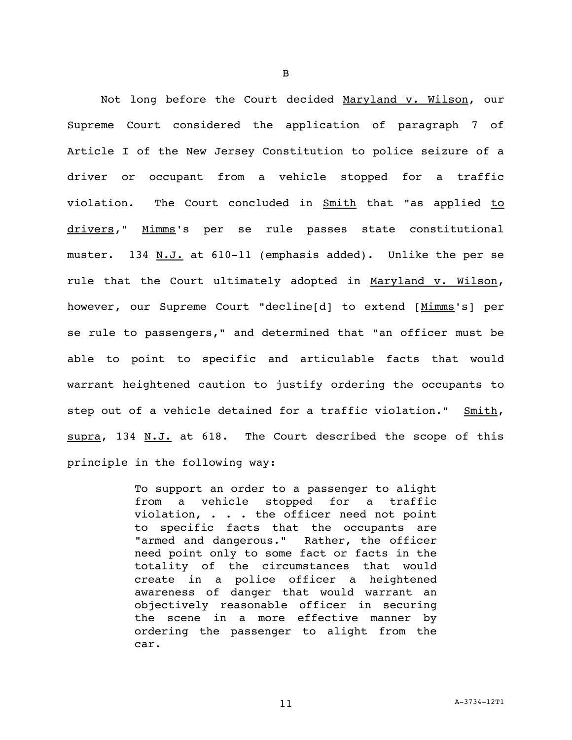B

Not long before the Court decided *Maryland v. Wilson*, our Supreme Court considered the application of paragraph 7 of Article I of the New Jersey Constitution to police seizure of a driver or occupant from a vehicle stopped for a traffic violation. The Court concluded in *Smith* that "as applied *to drivers*," *Mimms*'s per se rule passes state constitutional muster. 134 *N.J.* at 610-11 (emphasis added). Unlike the per se rule that the Court ultimately adopted in *Maryland v. Wilson*, however, our Supreme Court "decline[d] to extend [*Mimms*'s] per se rule to passengers," and determined that "an officer must be able to point to specific and articulable facts that would warrant heightened caution to justify ordering the occupants to step out of a vehicle detained for a traffic violation." *Smith*, *supra*, 134 *N.J.* at 618. The Court described the scope of this principle in the following way:

> To support an order to a passenger to alight from a vehicle stopped for a traffic violation, . . . the officer need not point to specific facts that the occupants are "armed and dangerous." Rather, the officer need point only to some fact or facts in the totality of the circumstances that would create in a police officer a heightened awareness of danger that would warrant an objectively reasonable officer in securing the scene in a more effective manner by ordering the passenger to alight from the car.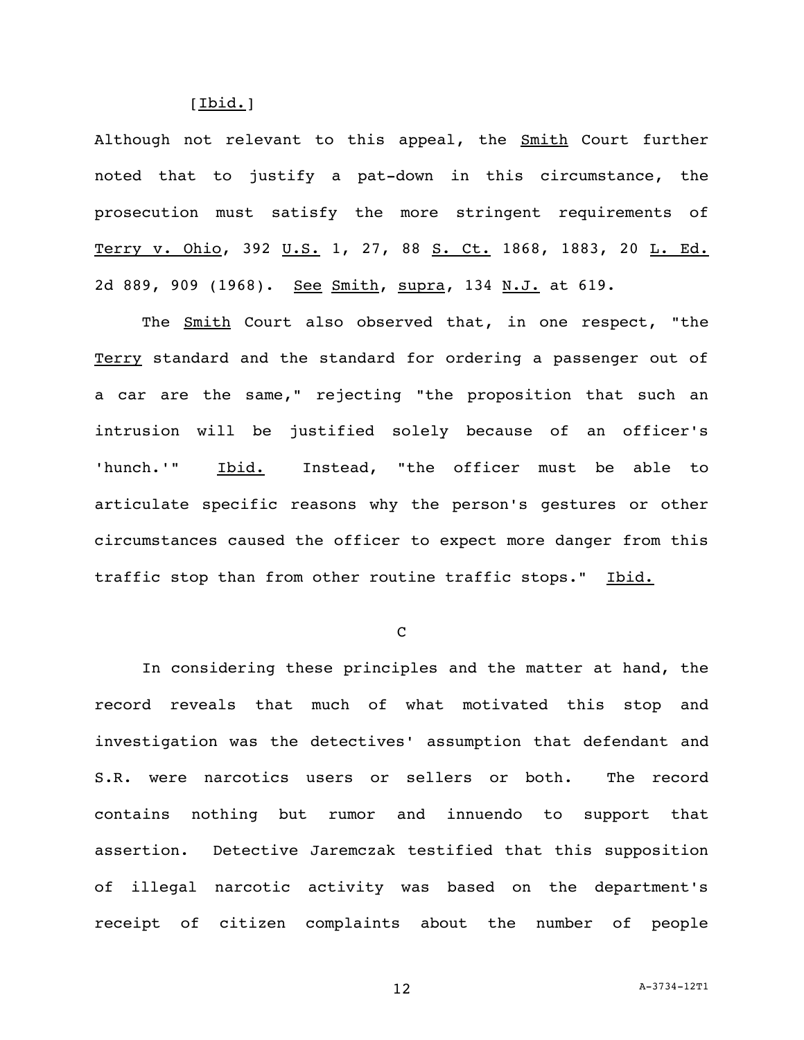[_Ibid._]

Although not relevant to this appeal, the _Smith_ Court further noted that to justify a pat-down in this circumstance, the prosecution must satisfy the more stringent requirements of _Terry v. Ohio_, 392 _U.S._ 1, 27, 88 _S. Ct._ 1868, 1883, 20 _L. Ed._ 2d 889, 909 (1968). _See_ _Smith_, _supra_, 134 _N.J._ at 619.

The _Smith_ Court also observed that, in one respect, "the _Terry_ standard and the standard for ordering a passenger out of a car are the same," rejecting "the proposition that such an intrusion will be justified solely because of an officer's 'hunch.'" _Ibid._ Instead, "the officer must be able to articulate specific reasons why the person's gestures or other circumstances caused the officer to expect more danger from this traffic stop than from other routine traffic stops." _Ibid._

C

In considering these principles and the matter at hand, the record reveals that much of what motivated this stop and investigation was the detectives' assumption that defendant and S.R. were narcotics users or sellers or both. The record contains nothing but rumor and innuendo to support that assertion. Detective Jaremczak testified that this supposition of illegal narcotic activity was based on the department's receipt of citizen complaints about the number of people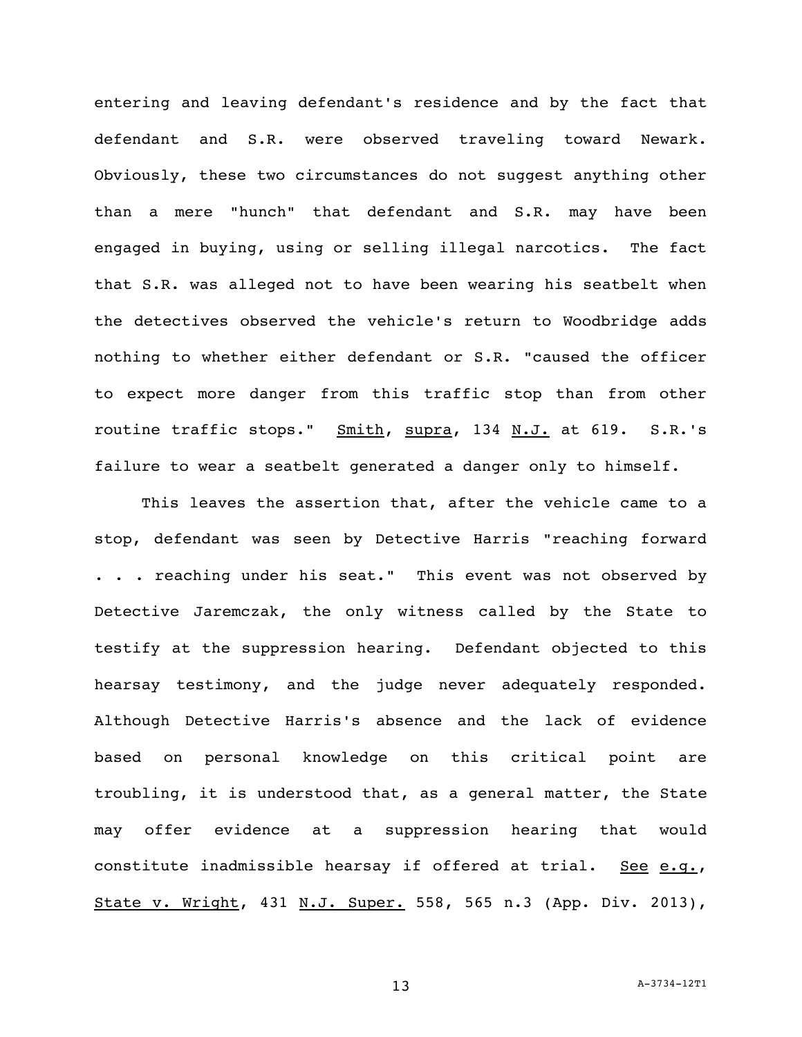entering and leaving defendant's residence and by the fact that defendant and S.R. were observed traveling toward Newark. Obviously, these two circumstances do not suggest anything other than a mere "hunch" that defendant and S.R. may have been engaged in buying, using or selling illegal narcotics. The fact that S.R. was alleged not to have been wearing his seatbelt when the detectives observed the vehicle's return to Woodbridge adds nothing to whether either defendant or S.R. "caused the officer to expect more danger from this traffic stop than from other routine traffic stops." Smith, supra, 134 N.J. at 619. S.R.'s failure to wear a seatbelt generated a danger only to himself.

This leaves the assertion that, after the vehicle came to a stop, defendant was seen by Detective Harris "reaching forward . . . reaching under his seat." This event was not observed by Detective Jaremczak, the only witness called by the State to testify at the suppression hearing. Defendant objected to this hearsay testimony, and the judge never adequately responded. Although Detective Harris's absence and the lack of evidence based on personal knowledge on this critical point are troubling, it is understood that, as a general matter, the State may offer evidence at a suppression hearing that would constitute inadmissible hearsay if offered at trial. See e.g., State v. Wright, 431 N.J. Super. 558, 565 n.3 (App. Div. 2013),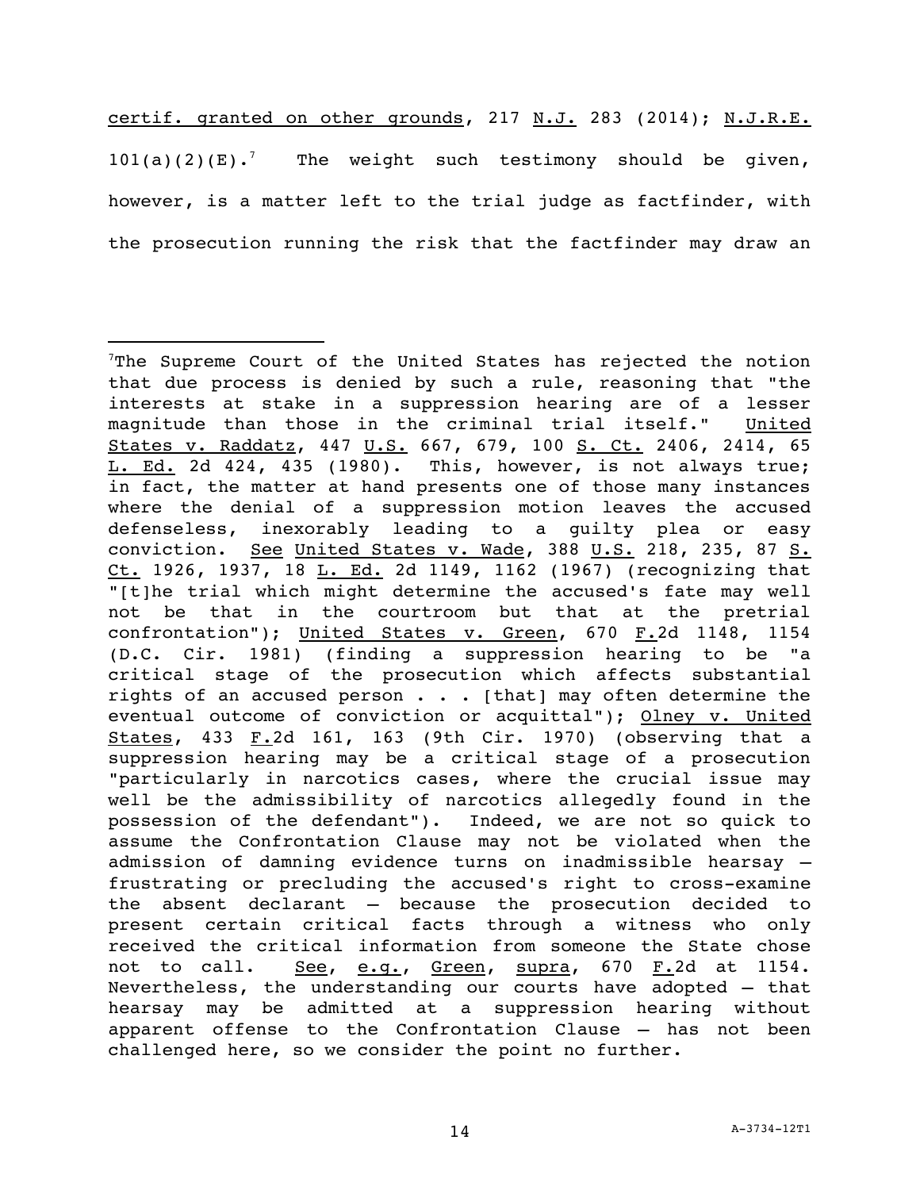certif. granted on other grounds, 217 N.J. 283 (2014); N.J.R.E. 101(a)(2)(E).[7] The weight such testimony should be given, however, is a matter left to the trial judge as factfinder, with the prosecution running the risk that the factfinder may draw an

---

[7]The Supreme Court of the United States has rejected the notion that due process is denied by such a rule, reasoning that "the interests at stake in a suppression hearing are of a lesser magnitude than those in the criminal trial itself." United States v. Raddatz, 447 U.S. 667, 679, 100 S. Ct. 2406, 2414, 65 L. Ed. 2d 424, 435 (1980). This, however, is not always true; in fact, the matter at hand presents one of those many instances where the denial of a suppression motion leaves the accused defenseless, inexorably leading to a guilty plea or easy conviction. See United States v. Wade, 388 U.S. 218, 235, 87 S. Ct. 1926, 1937, 18 L. Ed. 2d 1149, 1162 (1967) (recognizing that "[t]he trial which might determine the accused's fate may well not be that in the courtroom but that at the pretrial confrontation"); United States v. Green, 670 F.2d 1148, 1154 (D.C. Cir. 1981) (finding a suppression hearing to be "a critical stage of the prosecution which affects substantial rights of an accused person . . . [that] may often determine the eventual outcome of conviction or acquittal"); Olney v. United States, 433 F.2d 161, 163 (9th Cir. 1970) (observing that a suppression hearing may be a critical stage of a prosecution "particularly in narcotics cases, where the crucial issue may well be the admissibility of narcotics allegedly found in the possession of the defendant"). Indeed, we are not so quick to assume the Confrontation Clause may not be violated when the admission of damning evidence turns on inadmissible hearsay — frustrating or precluding the accused's right to cross-examine the absent declarant — because the prosecution decided to present certain critical facts through a witness who only received the critical information from someone the State chose not to call. See, e.g., Green, supra, 670 F.2d at 1154. Nevertheless, the understanding our courts have adopted — that hearsay may be admitted at a suppression hearing without apparent offense to the Confrontation Clause — has not been challenged here, so we consider the point no further.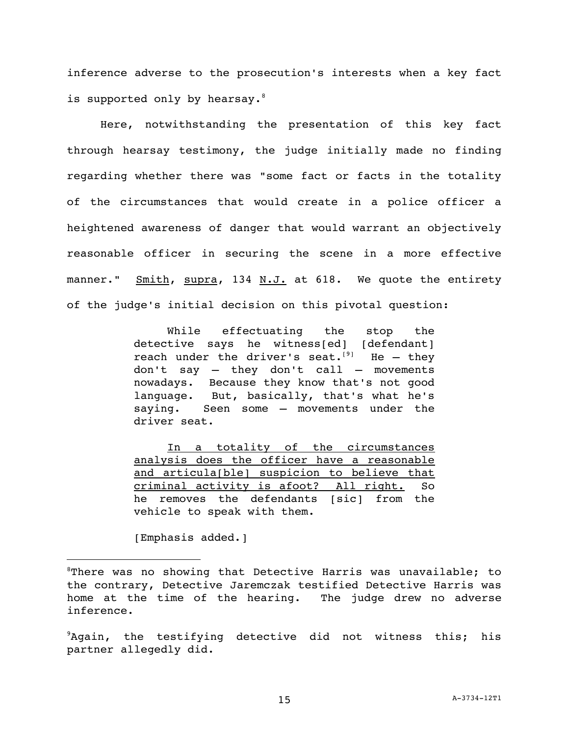inference adverse to the prosecution's interests when a key fact is supported only by hearsay.[8]

Here, notwithstanding the presentation of this key fact through hearsay testimony, the judge initially made no finding regarding whether there was "some fact or facts in the totality of the circumstances that would create in a police officer a heightened awareness of danger that would warrant an objectively reasonable officer in securing the scene in a more effective manner." Smith, supra, 134 N.J. at 618. We quote the entirety of the judge's initial decision on this pivotal question:

> While effectuating the stop the detective says he witness[ed] [defendant] reach under the driver's seat.[9] He — they don't say — they don't call — movements nowadays. Because they know that's not good language. But, basically, that's what he's saying. Seen some — movements under the driver seat.
>
> In a totality of the circumstances analysis does the officer have a reasonable and articula[ble] suspicion to believe that criminal activity is afoot? All right. So he removes the defendants [sic] from the vehicle to speak with them.
>
> [Emphasis added.]

---

[8]There was no showing that Detective Harris was unavailable; to the contrary, Detective Jaremczak testified Detective Harris was home at the time of the hearing. The judge drew no adverse inference.

[9]Again, the testifying detective did not witness this; his partner allegedly did.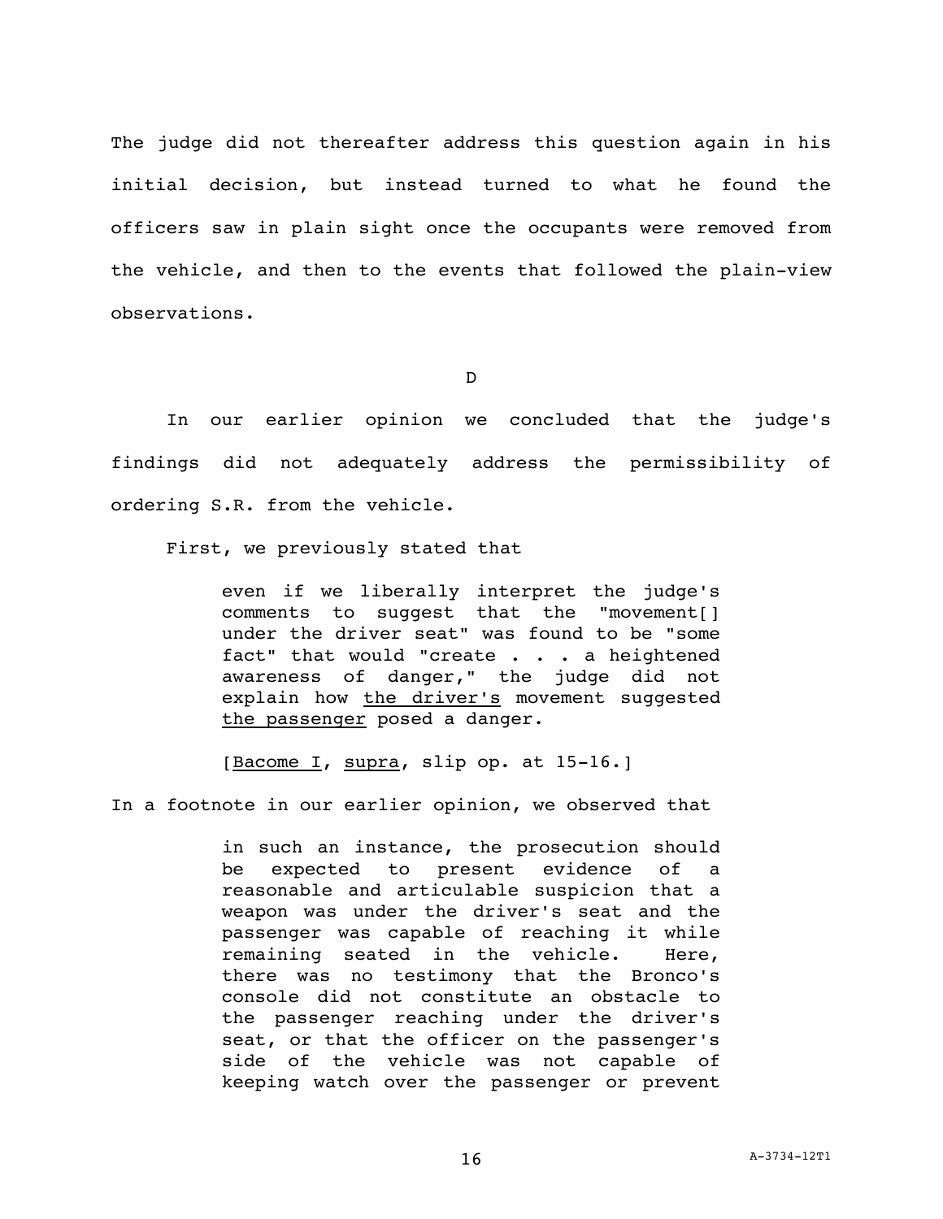The judge did not thereafter address this question again in his initial decision, but instead turned to what he found the officers saw in plain sight once the occupants were removed from the vehicle, and then to the events that followed the plain-view observations.

D

In our earlier opinion we concluded that the judge's findings did not adequately address the permissibility of ordering S.R. from the vehicle.

First, we previously stated that

> even if we liberally interpret the judge's comments to suggest that the "movement[] under the driver seat" was found to be "some fact" that would "create . . . a heightened awareness of danger," the judge did not explain how <u>the driver's</u> movement suggested <u>the passenger</u> posed a danger.
>
> [<u>Bacome I</u>, <u>supra</u>, slip op. at 15-16.]

In a footnote in our earlier opinion, we observed that

> in such an instance, the prosecution should be expected to present evidence of a reasonable and articulable suspicion that a weapon was under the driver's seat and the passenger was capable of reaching it while remaining seated in the vehicle. Here, there was no testimony that the Bronco's console did not constitute an obstacle to the passenger reaching under the driver's seat, or that the officer on the passenger's side of the vehicle was not capable of keeping watch over the passenger or prevent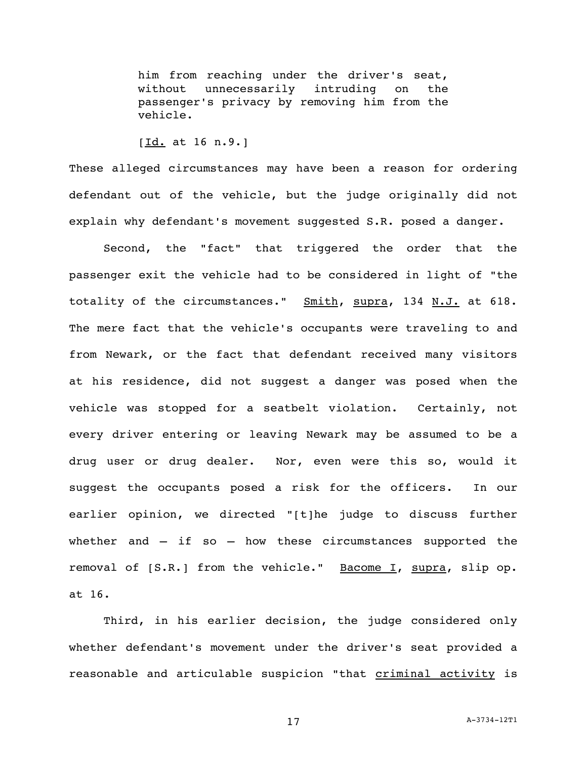> him from reaching under the driver's seat, without unnecessarily intruding on the passenger's privacy by removing him from the vehicle.
>
> [Id. at 16 n.9.]

These alleged circumstances may have been a reason for ordering defendant out of the vehicle, but the judge originally did not explain why defendant's movement suggested S.R. posed a danger.

Second, the "fact" that triggered the order that the passenger exit the vehicle had to be considered in light of "the totality of the circumstances." Smith, supra, 134 N.J. at 618. The mere fact that the vehicle's occupants were traveling to and from Newark, or the fact that defendant received many visitors at his residence, did not suggest a danger was posed when the vehicle was stopped for a seatbelt violation. Certainly, not every driver entering or leaving Newark may be assumed to be a drug user or drug dealer. Nor, even were this so, would it suggest the occupants posed a risk for the officers. In our earlier opinion, we directed "[t]he judge to discuss further whether and – if so – how these circumstances supported the removal of [S.R.] from the vehicle." Bacome I, supra, slip op. at 16.

Third, in his earlier decision, the judge considered only whether defendant's movement under the driver's seat provided a reasonable and articulable suspicion "that criminal activity is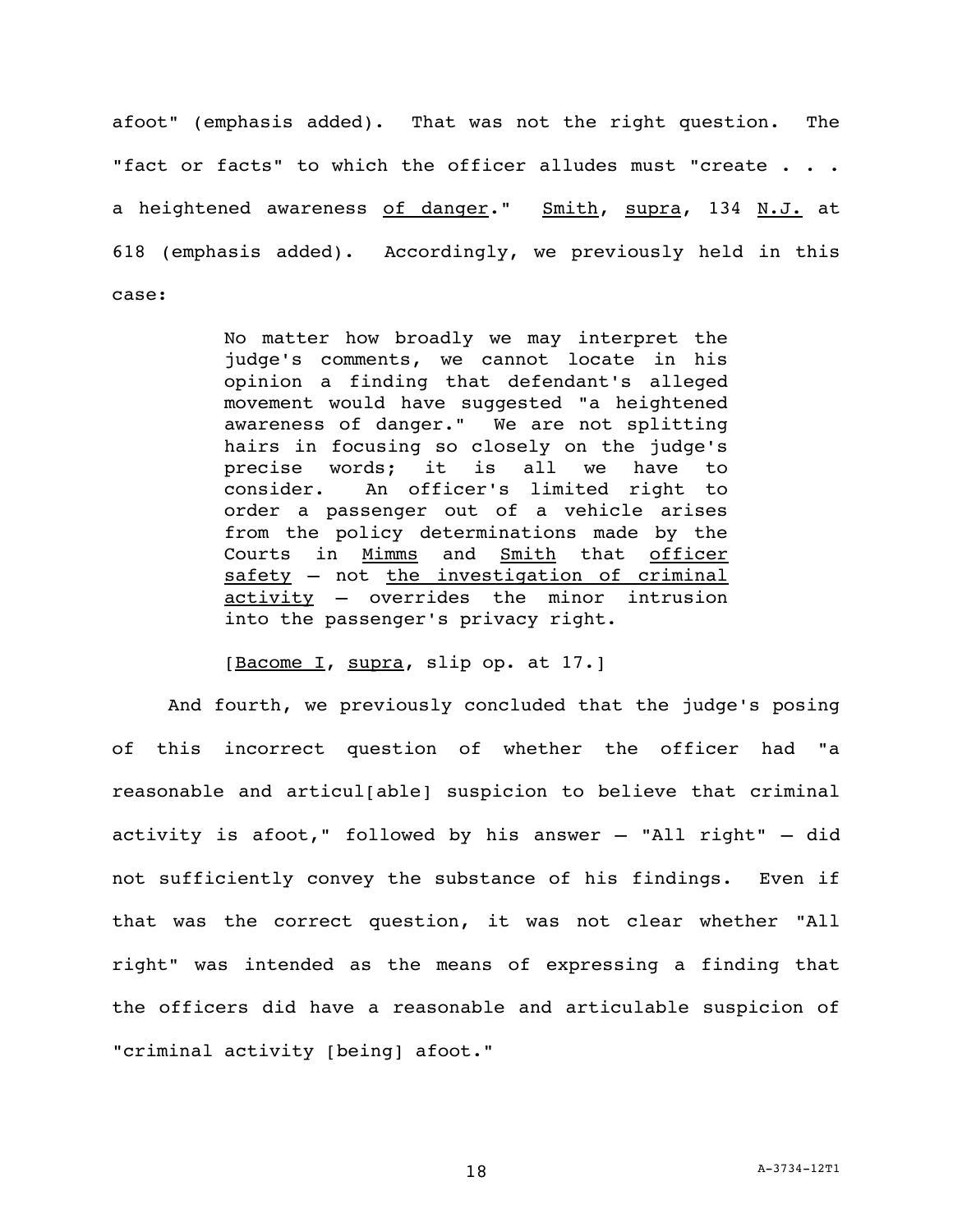afoot" (emphasis added). That was not the right question. The "fact or facts" to which the officer alludes must "create . . . a heightened awareness <u>of danger</u>." <u>Smith</u>, <u>supra</u>, 134 <u>N.J.</u> at 618 (emphasis added). Accordingly, we previously held in this case:

> No matter how broadly we may interpret the judge's comments, we cannot locate in his opinion a finding that defendant's alleged movement would have suggested "a heightened awareness of danger." We are not splitting hairs in focusing so closely on the judge's precise words; it is all we have to consider. An officer's limited right to order a passenger out of a vehicle arises from the policy determinations made by the Courts in <u>Mimms</u> and <u>Smith</u> that <u>officer safety</u> – not <u>the investigation of criminal activity</u> – overrides the minor intrusion into the passenger's privacy right.
>
> [<u>Bacome I</u>, <u>supra</u>, slip op. at 17.]

And fourth, we previously concluded that the judge's posing of this incorrect question of whether the officer had "a reasonable and articul[able] suspicion to believe that criminal activity is afoot," followed by his answer – "All right" – did not sufficiently convey the substance of his findings. Even if that was the correct question, it was not clear whether "All right" was intended as the means of expressing a finding that the officers did have a reasonable and articulable suspicion of "criminal activity [being] afoot."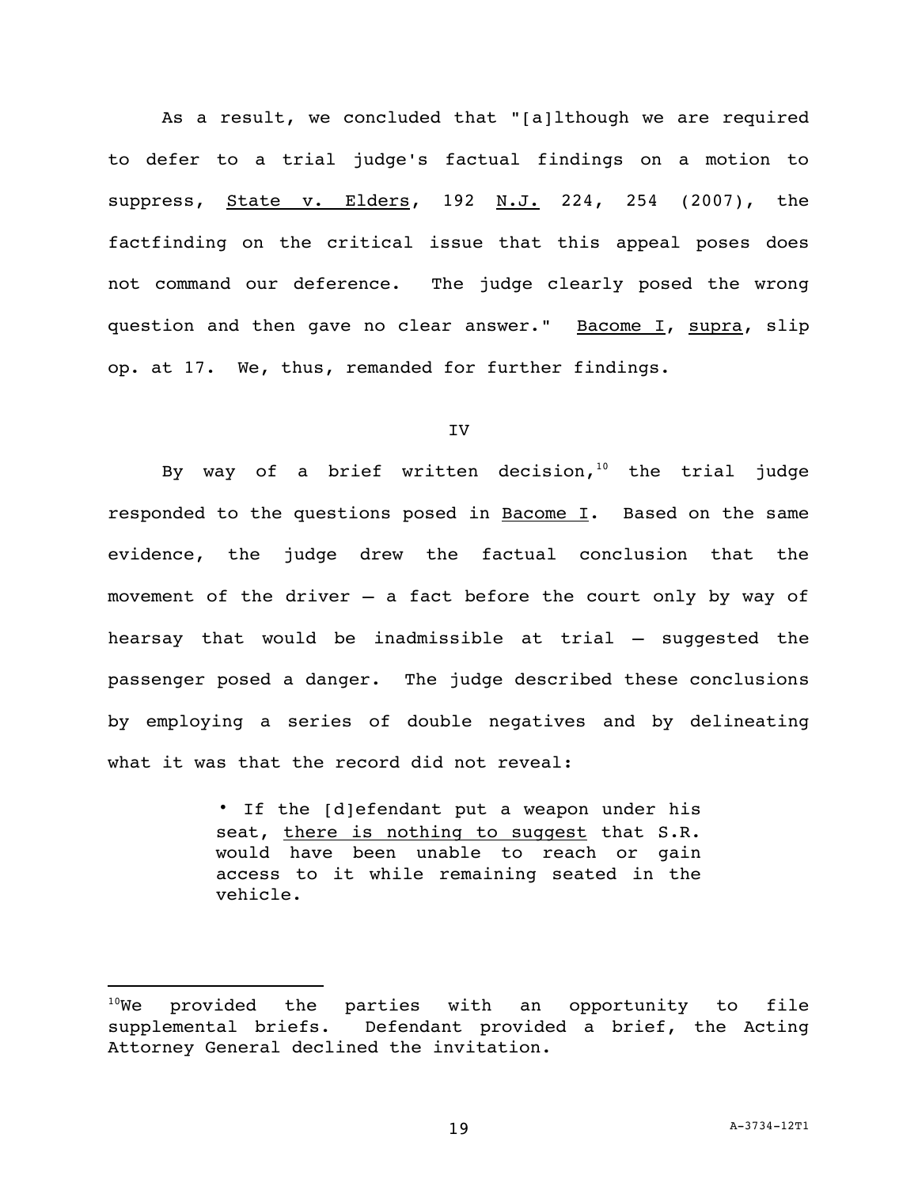As a result, we concluded that "[a]lthough we are required to defer to a trial judge's factual findings on a motion to suppress, State v. Elders, 192 N.J. 224, 254 (2007), the factfinding on the critical issue that this appeal poses does not command our deference. The judge clearly posed the wrong question and then gave no clear answer." Bacome I, supra, slip op. at 17. We, thus, remanded for further findings.

IV

By way of a brief written decision,[10] the trial judge responded to the questions posed in Bacome I. Based on the same evidence, the judge drew the factual conclusion that the movement of the driver – a fact before the court only by way of hearsay that would be inadmissible at trial – suggested the passenger posed a danger. The judge described these conclusions by employing a series of double negatives and by delineating what it was that the record did not reveal:

> • If the [d]efendant put a weapon under his seat, there is nothing to suggest that S.R. would have been unable to reach or gain access to it while remaining seated in the vehicle.

[10] We provided the parties with an opportunity to file supplemental briefs. Defendant provided a brief, the Acting Attorney General declined the invitation.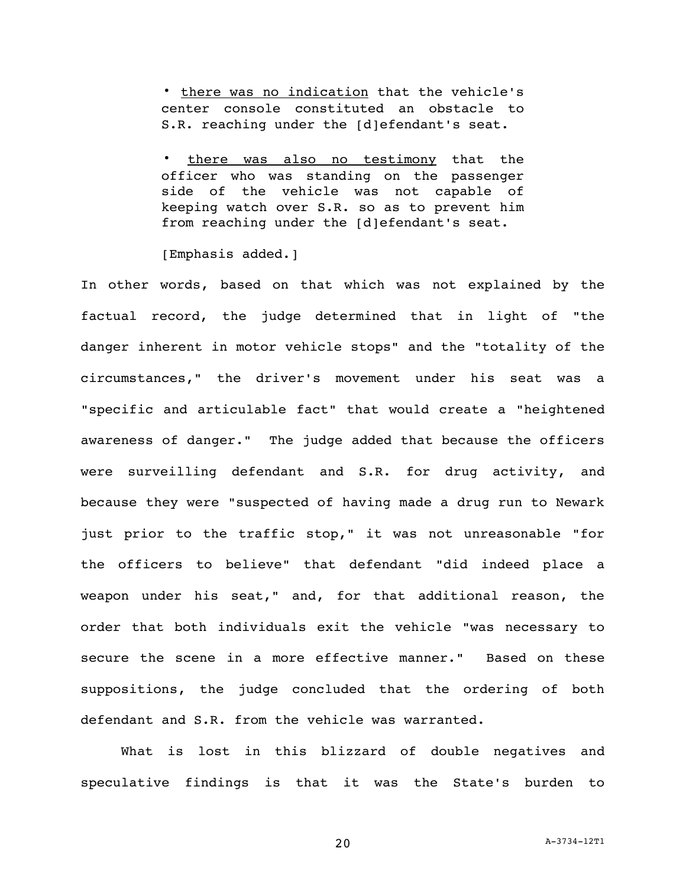> • <u>there was no indication</u> that the vehicle's center console constituted an obstacle to S.R. reaching under the [d]efendant's seat.
>
> • <u>there was also no testimony</u> that the officer who was standing on the passenger side of the vehicle was not capable of keeping watch over S.R. so as to prevent him from reaching under the [d]efendant's seat.
>
> [Emphasis added.]

In other words, based on that which was not explained by the factual record, the judge determined that in light of "the danger inherent in motor vehicle stops" and the "totality of the circumstances," the driver's movement under his seat was a "specific and articulable fact" that would create a "heightened awareness of danger." The judge added that because the officers were surveilling defendant and S.R. for drug activity, and because they were "suspected of having made a drug run to Newark just prior to the traffic stop," it was not unreasonable "for the officers to believe" that defendant "did indeed place a weapon under his seat," and, for that additional reason, the order that both individuals exit the vehicle "was necessary to secure the scene in a more effective manner." Based on these suppositions, the judge concluded that the ordering of both defendant and S.R. from the vehicle was warranted.

What is lost in this blizzard of double negatives and speculative findings is that it was the State's burden to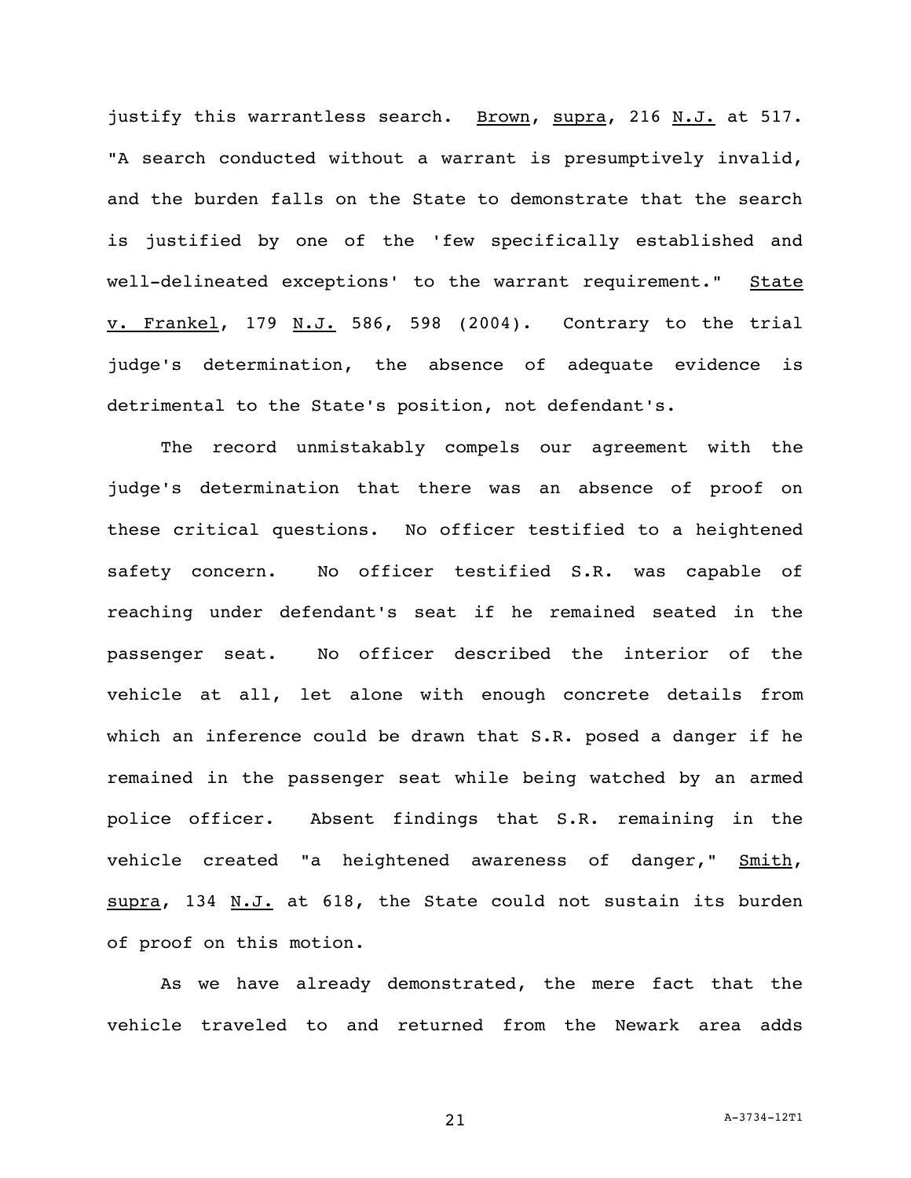justify this warrantless search. Brown, supra, 216 N.J. at 517. "A search conducted without a warrant is presumptively invalid, and the burden falls on the State to demonstrate that the search is justified by one of the 'few specifically established and well-delineated exceptions' to the warrant requirement." State v. Frankel, 179 N.J. 586, 598 (2004). Contrary to the trial judge's determination, the absence of adequate evidence is detrimental to the State's position, not defendant's.

The record unmistakably compels our agreement with the judge's determination that there was an absence of proof on these critical questions. No officer testified to a heightened safety concern. No officer testified S.R. was capable of reaching under defendant's seat if he remained seated in the passenger seat. No officer described the interior of the vehicle at all, let alone with enough concrete details from which an inference could be drawn that S.R. posed a danger if he remained in the passenger seat while being watched by an armed police officer. Absent findings that S.R. remaining in the vehicle created "a heightened awareness of danger," Smith, supra, 134 N.J. at 618, the State could not sustain its burden of proof on this motion.

As we have already demonstrated, the mere fact that the vehicle traveled to and returned from the Newark area adds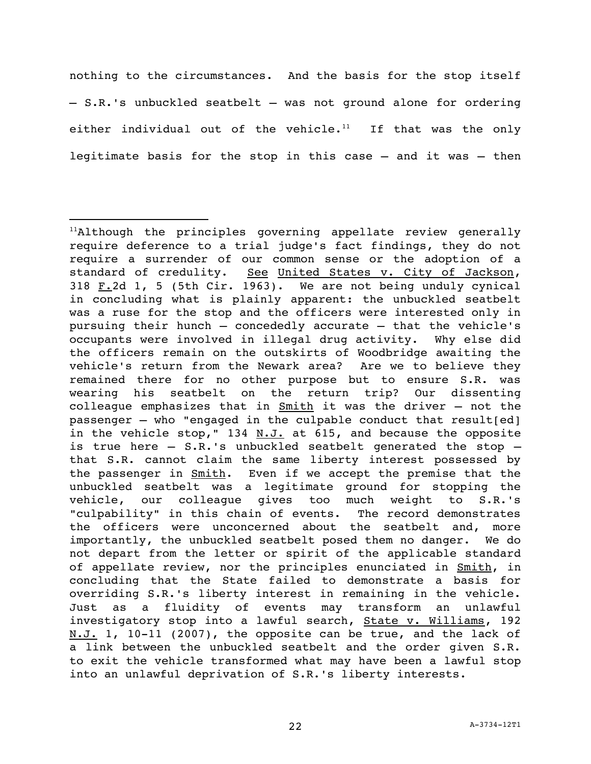nothing to the circumstances. And the basis for the stop itself – S.R.'s unbuckled seatbelt – was not ground alone for ordering either individual out of the vehicle.[11] If that was the only legitimate basis for the stop in this case – and it was – then

---

[11]Although the principles governing appellate review generally require deference to a trial judge's fact findings, they do not require a surrender of our common sense or the adoption of a standard of credulity. See United States v. City of Jackson, 318 F.2d 1, 5 (5th Cir. 1963). We are not being unduly cynical in concluding what is plainly apparent: the unbuckled seatbelt was a ruse for the stop and the officers were interested only in pursuing their hunch – concededly accurate – that the vehicle's occupants were involved in illegal drug activity. Why else did the officers remain on the outskirts of Woodbridge awaiting the vehicle's return from the Newark area? Are we to believe they remained there for no other purpose but to ensure S.R. was wearing his seatbelt on the return trip? Our dissenting colleague emphasizes that in Smith it was the driver – not the passenger – who "engaged in the culpable conduct that result[ed] in the vehicle stop," 134 N.J. at 615, and because the opposite is true here – S.R.'s unbuckled seatbelt generated the stop – that S.R. cannot claim the same liberty interest possessed by the passenger in Smith. Even if we accept the premise that the unbuckled seatbelt was a legitimate ground for stopping the vehicle, our colleague gives too much weight to S.R.'s "culpability" in this chain of events. The record demonstrates the officers were unconcerned about the seatbelt and, more importantly, the unbuckled seatbelt posed them no danger. We do not depart from the letter or spirit of the applicable standard of appellate review, nor the principles enunciated in Smith, in concluding that the State failed to demonstrate a basis for overriding S.R.'s liberty interest in remaining in the vehicle. Just as a fluidity of events may transform an unlawful investigatory stop into a lawful search, State v. Williams, 192 N.J. 1, 10-11 (2007), the opposite can be true, and the lack of a link between the unbuckled seatbelt and the order given S.R. to exit the vehicle transformed what may have been a lawful stop into an unlawful deprivation of S.R.'s liberty interests.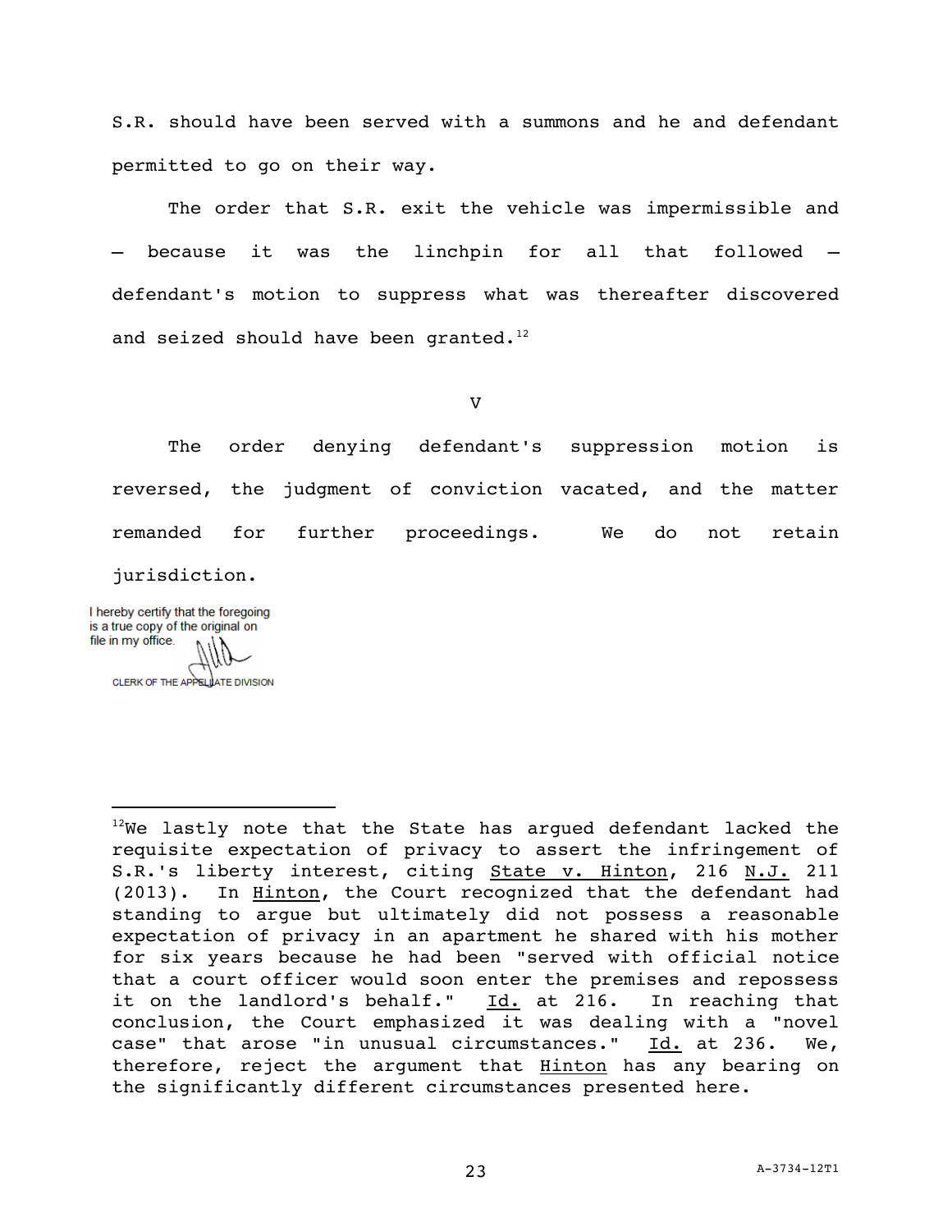S.R. should have been served with a summons and he and defendant permitted to go on their way.

The order that S.R. exit the vehicle was impermissible and — because it was the linchpin for all that followed — defendant's motion to suppress what was thereafter discovered and seized should have been granted.[12]

## V

The order denying defendant's suppression motion is reversed, the judgment of conviction vacated, and the matter remanded for further proceedings. We do not retain jurisdiction.

I hereby certify that the foregoing is a true copy of the original on file in my office.

CLERK OF THE APPELLATE DIVISION

---

[12] We lastly note that the State has argued defendant lacked the requisite expectation of privacy to assert the infringement of S.R.'s liberty interest, citing State v. Hinton, 216 N.J. 211 (2013). In Hinton, the Court recognized that the defendant had standing to argue but ultimately did not possess a reasonable expectation of privacy in an apartment he shared with his mother for six years because he had been "served with official notice that a court officer would soon enter the premises and repossess it on the landlord's behalf." Id. at 216. In reaching that conclusion, the Court emphasized it was dealing with a "novel case" that arose "in unusual circumstances." Id. at 236. We, therefore, reject the argument that Hinton has any bearing on the significantly different circumstances presented here.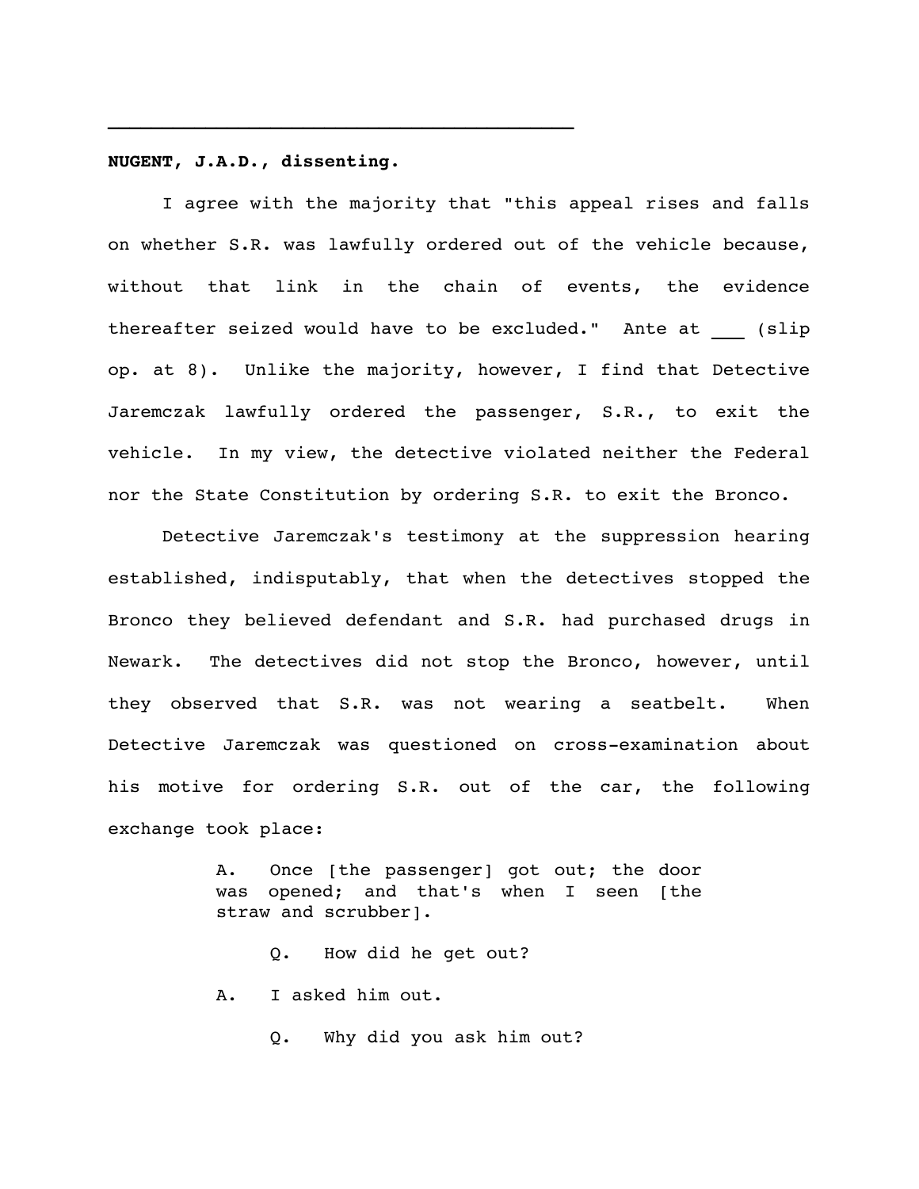---

**NUGENT, J.A.D., dissenting.**

I agree with the majority that "this appeal rises and falls on whether S.R. was lawfully ordered out of the vehicle because, without that link in the chain of events, the evidence thereafter seized would have to be excluded." Ante at ___ (slip op. at 8). Unlike the majority, however, I find that Detective Jaremczak lawfully ordered the passenger, S.R., to exit the vehicle. In my view, the detective violated neither the Federal nor the State Constitution by ordering S.R. to exit the Bronco.

Detective Jaremczak's testimony at the suppression hearing established, indisputably, that when the detectives stopped the Bronco they believed defendant and S.R. had purchased drugs in Newark. The detectives did not stop the Bronco, however, until they observed that S.R. was not wearing a seatbelt. When Detective Jaremczak was questioned on cross-examination about his motive for ordering S.R. out of the car, the following exchange took place:

> A. Once [the passenger] got out; the door was opened; and that's when I seen [the straw and scrubber].
>
> Q. How did he get out?
>
> A. I asked him out.
>
> Q. Why did you ask him out?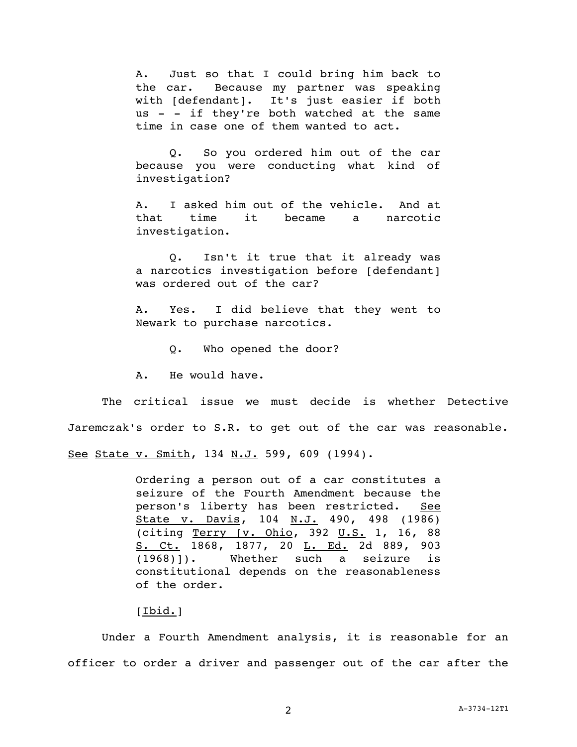> A. Just so that I could bring him back to the car. Because my partner was speaking with [defendant]. It's just easier if both us - - if they're both watched at the same time in case one of them wanted to act.
>
> Q. So you ordered him out of the car because you were conducting what kind of investigation?
>
> A. I asked him out of the vehicle. And at that time it became a narcotic investigation.
>
> Q. Isn't it true that it already was a narcotics investigation before [defendant] was ordered out of the car?
>
> A. Yes. I did believe that they went to Newark to purchase narcotics.
>
> Q. Who opened the door?
>
> A. He would have.

The critical issue we must decide is whether Detective Jaremczak's order to S.R. to get out of the car was reasonable. _See_ _State v. Smith_, 134 _N.J._ 599, 609 (1994).

> Ordering a person out of a car constitutes a seizure of the Fourth Amendment because the person's liberty has been restricted. _See_ _State v. Davis_, 104 _N.J._ 490, 498 (1986) (citing _Terry [v. Ohio_, 392 _U.S._ 1, 16, 88 _S. Ct._ 1868, 1877, 20 _L. Ed._ 2d 889, 903 (1968)]). Whether such a seizure is constitutional depends on the reasonableness of the order.
>
> [_Ibid._]

Under a Fourth Amendment analysis, it is reasonable for an officer to order a driver and passenger out of the car after the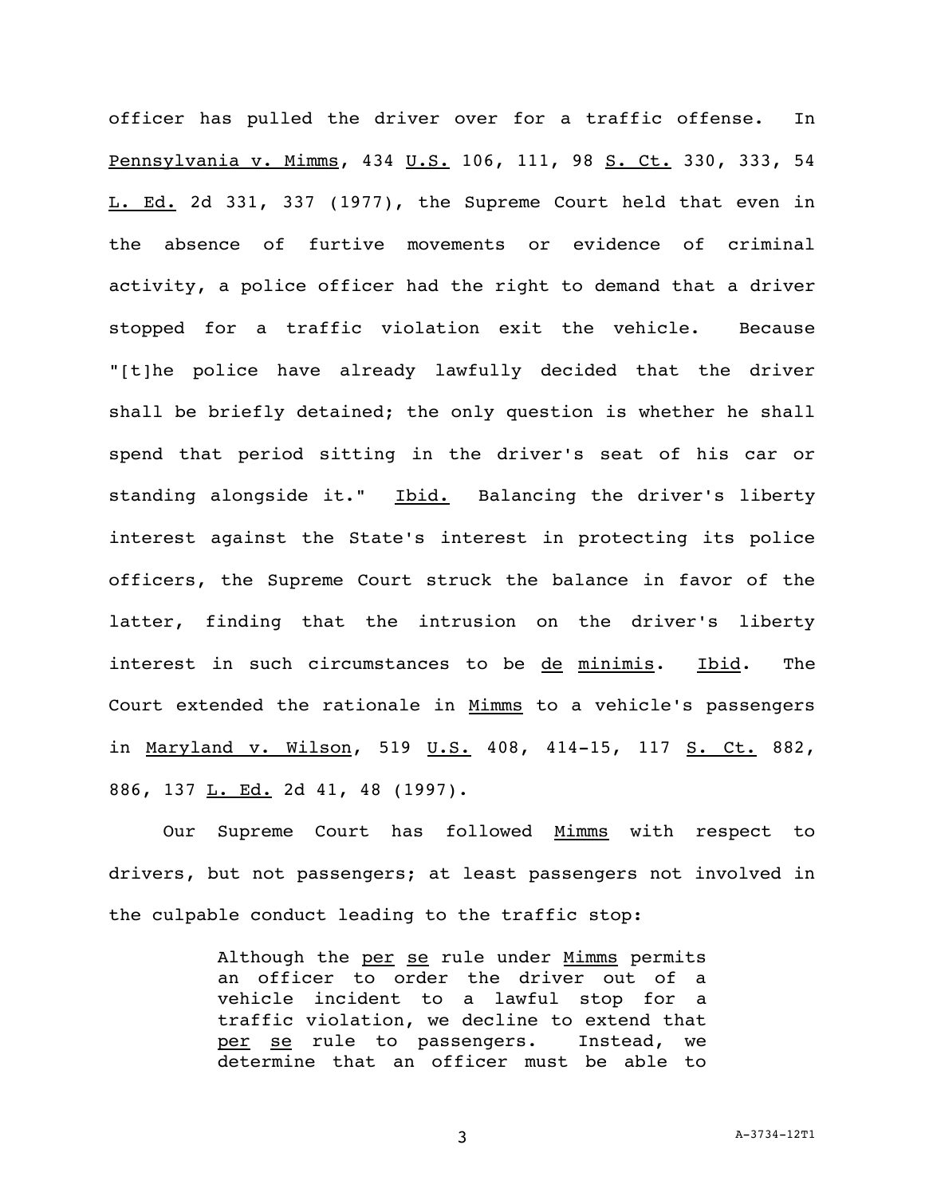officer has pulled the driver over for a traffic offense. In Pennsylvania v. Mimms, 434 U.S. 106, 111, 98 S. Ct. 330, 333, 54 L. Ed. 2d 331, 337 (1977), the Supreme Court held that even in the absence of furtive movements or evidence of criminal activity, a police officer had the right to demand that a driver stopped for a traffic violation exit the vehicle. Because "[t]he police have already lawfully decided that the driver shall be briefly detained; the only question is whether he shall spend that period sitting in the driver's seat of his car or standing alongside it." Ibid. Balancing the driver's liberty interest against the State's interest in protecting its police officers, the Supreme Court struck the balance in favor of the latter, finding that the intrusion on the driver's liberty interest in such circumstances to be de minimis. Ibid. The Court extended the rationale in Mimms to a vehicle's passengers in Maryland v. Wilson, 519 U.S. 408, 414-15, 117 S. Ct. 882, 886, 137 L. Ed. 2d 41, 48 (1997).

Our Supreme Court has followed Mimms with respect to drivers, but not passengers; at least passengers not involved in the culpable conduct leading to the traffic stop:

> Although the per se rule under Mimms permits an officer to order the driver out of a vehicle incident to a lawful stop for a traffic violation, we decline to extend that per se rule to passengers. Instead, we determine that an officer must be able to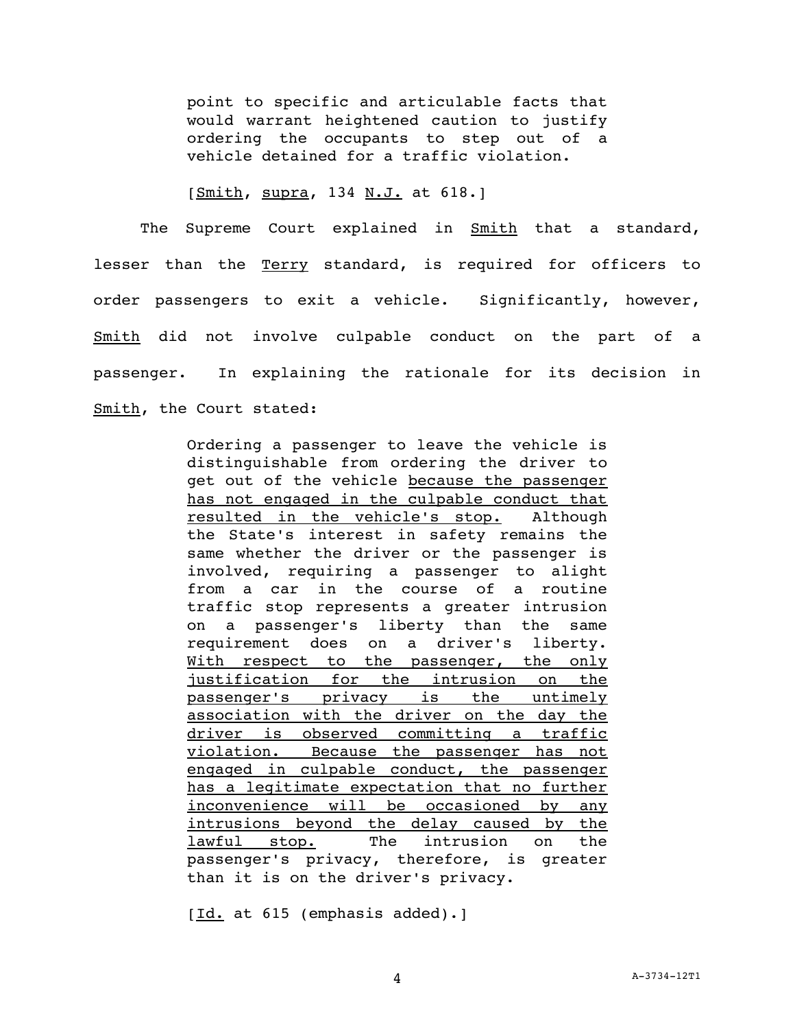> point to specific and articulable facts that would warrant heightened caution to justify ordering the occupants to step out of a vehicle detained for a traffic violation.
>
> [Smith, supra, 134 N.J. at 618.]

The Supreme Court explained in Smith that a standard, lesser than the Terry standard, is required for officers to order passengers to exit a vehicle. Significantly, however, Smith did not involve culpable conduct on the part of a passenger. In explaining the rationale for its decision in Smith, the Court stated:

> Ordering a passenger to leave the vehicle is distinguishable from ordering the driver to get out of the vehicle <u>because the passenger has not engaged in the culpable conduct that resulted in the vehicle's stop.</u> Although the State's interest in safety remains the same whether the driver or the passenger is involved, requiring a passenger to alight from a car in the course of a routine traffic stop represents a greater intrusion on a passenger's liberty than the same requirement does on a driver's liberty. <u>With respect to the passenger, the only justification for the intrusion on the passenger's privacy is the untimely association with the driver on the day the driver is observed committing a traffic violation. Because the passenger has not engaged in culpable conduct, the passenger has a legitimate expectation that no further inconvenience will be occasioned by any intrusions beyond the delay caused by the lawful stop.</u> The intrusion on the passenger's privacy, therefore, is greater than it is on the driver's privacy.
>
> [Id. at 615 (emphasis added).]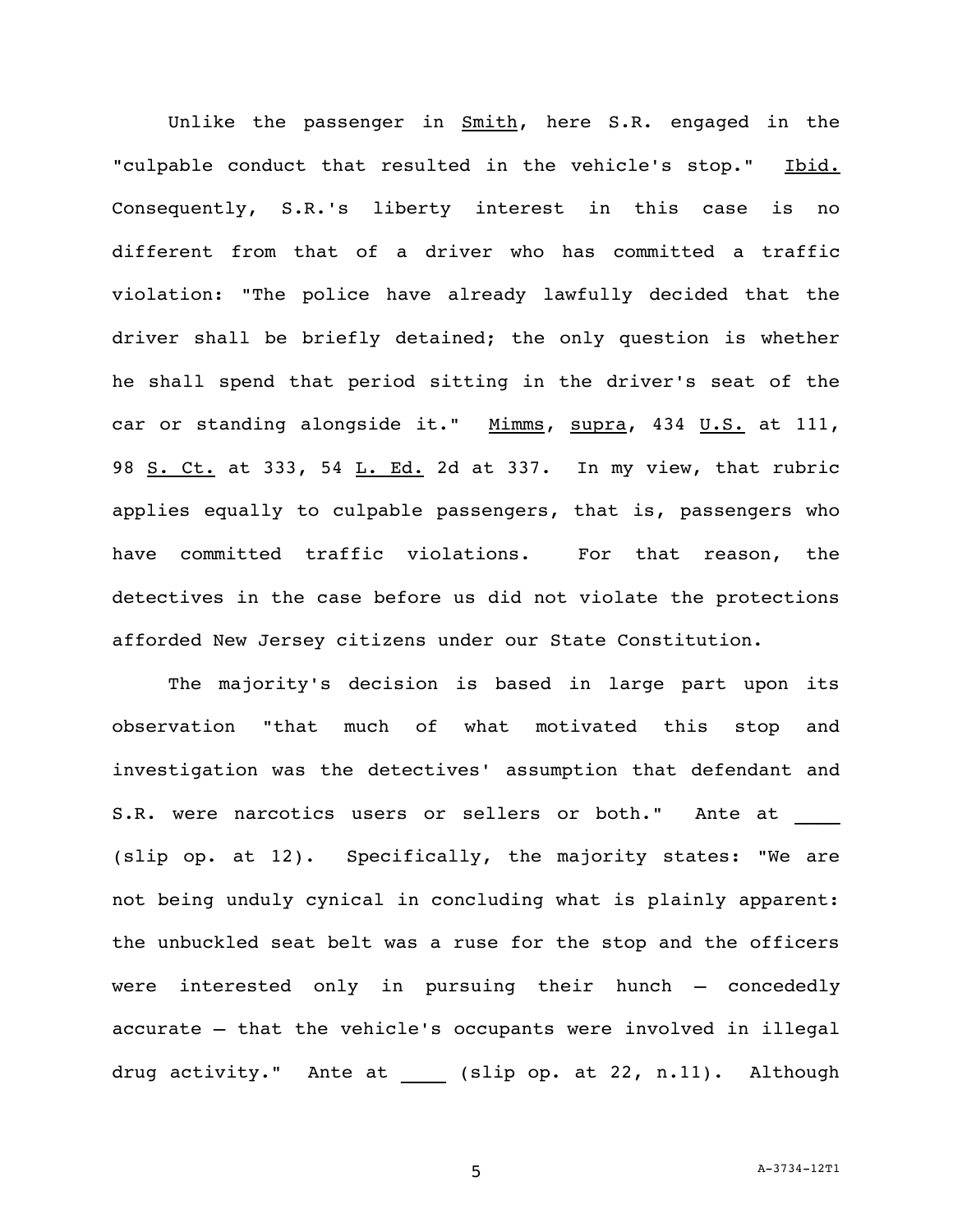Unlike the passenger in Smith, here S.R. engaged in the "culpable conduct that resulted in the vehicle's stop." Ibid. Consequently, S.R.'s liberty interest in this case is no different from that of a driver who has committed a traffic violation: "The police have already lawfully decided that the driver shall be briefly detained; the only question is whether he shall spend that period sitting in the driver's seat of the car or standing alongside it." Mimms, supra, 434 U.S. at 111, 98 S. Ct. at 333, 54 L. Ed. 2d at 337. In my view, that rubric applies equally to culpable passengers, that is, passengers who have committed traffic violations. For that reason, the detectives in the case before us did not violate the protections afforded New Jersey citizens under our State Constitution.

The majority's decision is based in large part upon its observation "that much of what motivated this stop and investigation was the detectives' assumption that defendant and S.R. were narcotics users or sellers or both." Ante at ____ (slip op. at 12). Specifically, the majority states: "We are not being unduly cynical in concluding what is plainly apparent: the unbuckled seat belt was a ruse for the stop and the officers were interested only in pursuing their hunch — concededly accurate — that the vehicle's occupants were involved in illegal drug activity." Ante at ____ (slip op. at 22, n.11). Although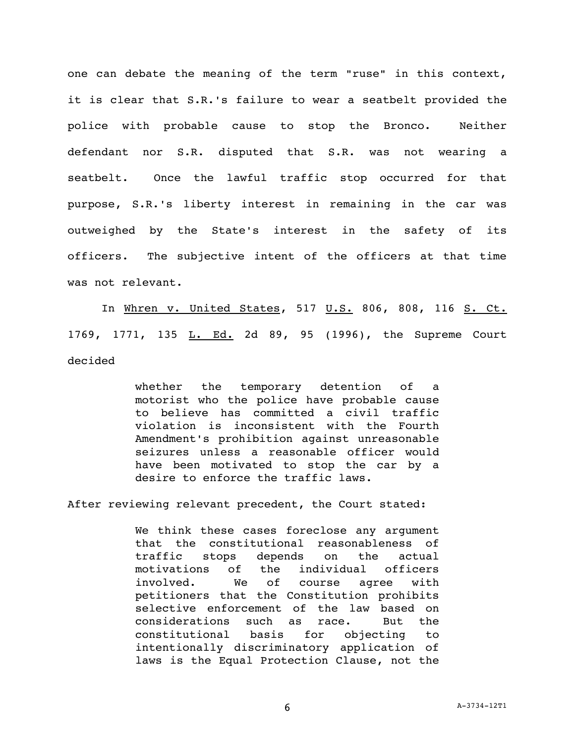one can debate the meaning of the term "ruse" in this context, it is clear that S.R.'s failure to wear a seatbelt provided the police with probable cause to stop the Bronco. Neither defendant nor S.R. disputed that S.R. was not wearing a seatbelt. Once the lawful traffic stop occurred for that purpose, S.R.'s liberty interest in remaining in the car was outweighed by the State's interest in the safety of its officers. The subjective intent of the officers at that time was not relevant.

In <u>Whren v. United States</u>, 517 <u>U.S.</u> 806, 808, 116 <u>S. Ct.</u> 1769, 1771, 135 <u>L. Ed.</u> 2d 89, 95 (1996), the Supreme Court decided

> whether the temporary detention of a motorist who the police have probable cause to believe has committed a civil traffic violation is inconsistent with the Fourth Amendment's prohibition against unreasonable seizures unless a reasonable officer would have been motivated to stop the car by a desire to enforce the traffic laws.

After reviewing relevant precedent, the Court stated:

> We think these cases foreclose any argument that the constitutional reasonableness of traffic stops depends on the actual motivations of the individual officers involved. We of course agree with petitioners that the Constitution prohibits selective enforcement of the law based on considerations such as race. But the constitutional basis for objecting to intentionally discriminatory application of laws is the Equal Protection Clause, not the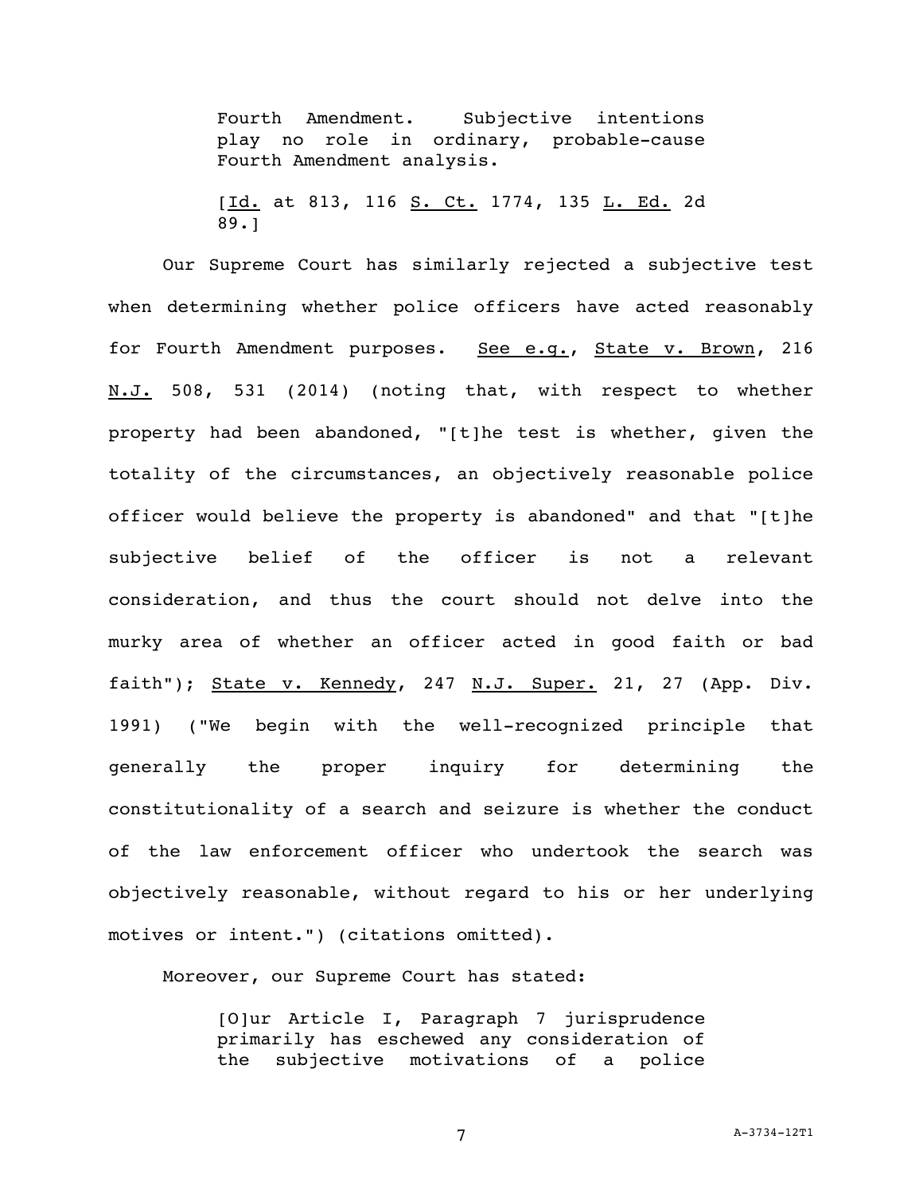> Fourth Amendment. Subjective intentions play no role in ordinary, probable-cause Fourth Amendment analysis.
>
> [Id. at 813, 116 S. Ct. 1774, 135 L. Ed. 2d 89.]

Our Supreme Court has similarly rejected a subjective test when determining whether police officers have acted reasonably for Fourth Amendment purposes. See e.g., State v. Brown, 216 N.J. 508, 531 (2014) (noting that, with respect to whether property had been abandoned, "[t]he test is whether, given the totality of the circumstances, an objectively reasonable police officer would believe the property is abandoned" and that "[t]he subjective belief of the officer is not a relevant consideration, and thus the court should not delve into the murky area of whether an officer acted in good faith or bad faith"); State v. Kennedy, 247 N.J. Super. 21, 27 (App. Div. 1991) ("We begin with the well-recognized principle that generally the proper inquiry for determining the constitutionality of a search and seizure is whether the conduct of the law enforcement officer who undertook the search was objectively reasonable, without regard to his or her underlying motives or intent.") (citations omitted).

Moreover, our Supreme Court has stated:

> [O]ur Article I, Paragraph 7 jurisprudence primarily has eschewed any consideration of the subjective motivations of a police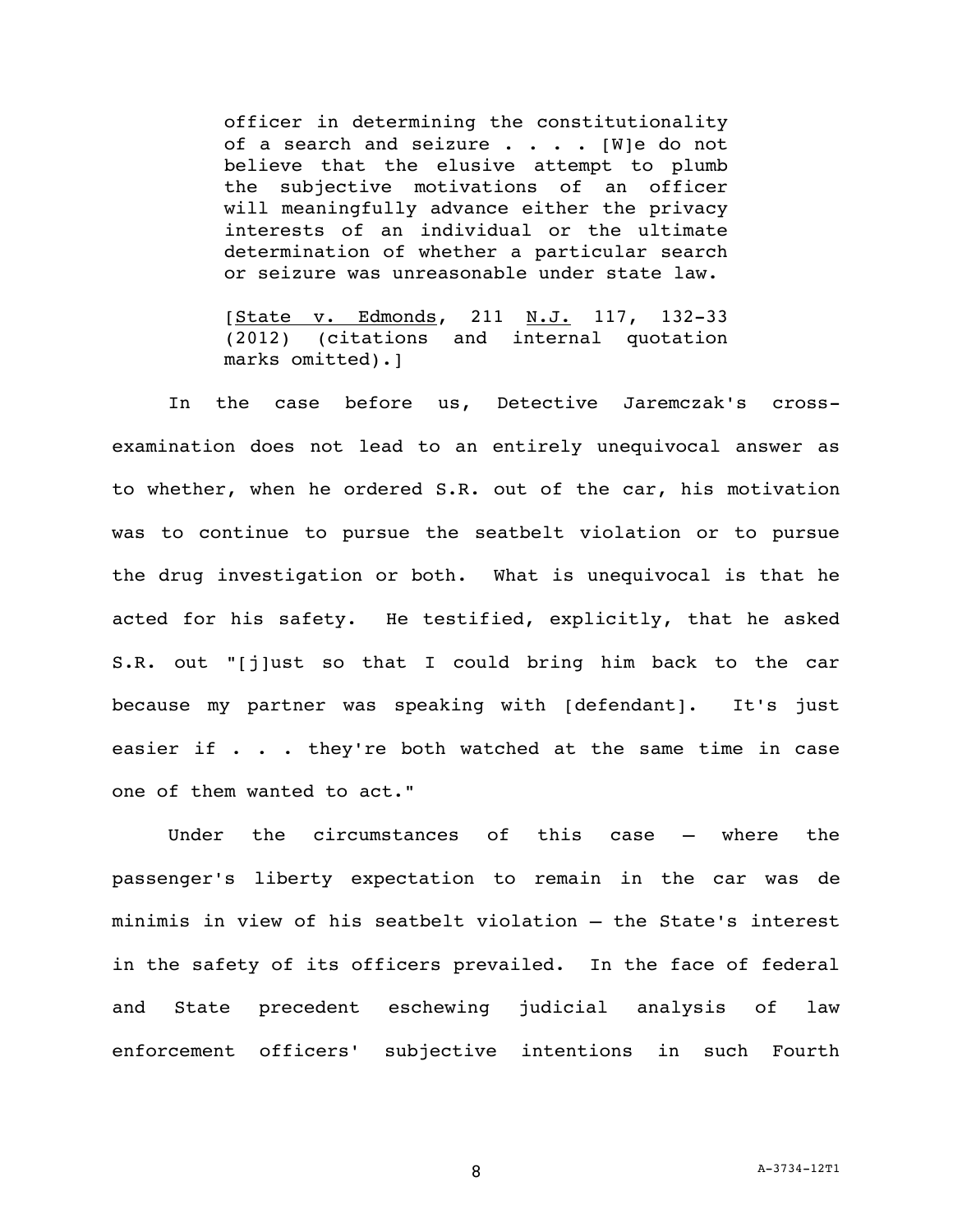> officer in determining the constitutionality of a search and seizure . . . . [W]e do not believe that the elusive attempt to plumb the subjective motivations of an officer will meaningfully advance either the privacy interests of an individual or the ultimate determination of whether a particular search or seizure was unreasonable under state law.
>
> [State v. Edmonds, 211 N.J. 117, 132-33 (2012) (citations and internal quotation marks omitted).]

In the case before us, Detective Jaremczak's cross-examination does not lead to an entirely unequivocal answer as to whether, when he ordered S.R. out of the car, his motivation was to continue to pursue the seatbelt violation or to pursue the drug investigation or both. What is unequivocal is that he acted for his safety. He testified, explicitly, that he asked S.R. out "[j]ust so that I could bring him back to the car because my partner was speaking with [defendant]. It's just easier if . . . they're both watched at the same time in case one of them wanted to act."

Under the circumstances of this case — where the passenger's liberty expectation to remain in the car was de minimis in view of his seatbelt violation — the State's interest in the safety of its officers prevailed. In the face of federal and State precedent eschewing judicial analysis of law enforcement officers' subjective intentions in such Fourth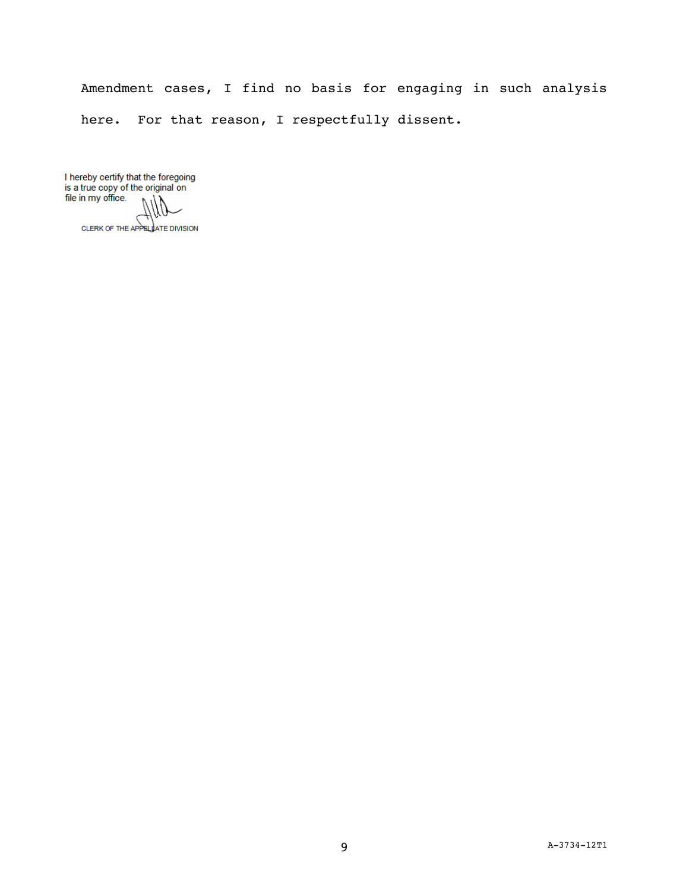Amendment cases, I find no basis for engaging in such analysis here. For that reason, I respectfully dissent.

I hereby certify that the foregoing is a true copy of the original on file in my office.

CLERK OF THE APPELLATE DIVISION